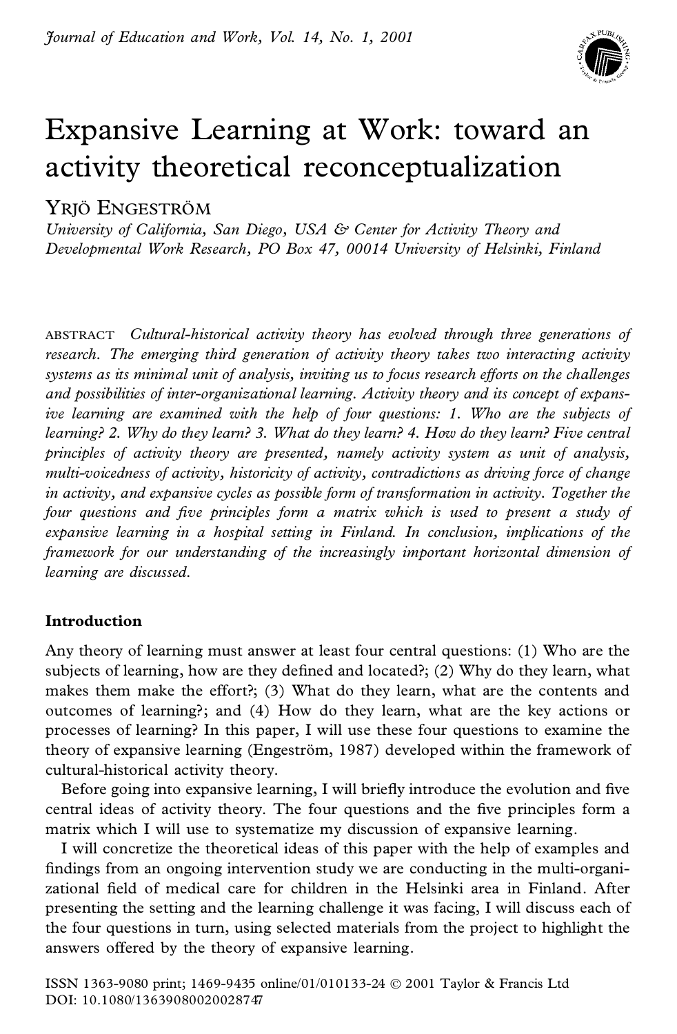# Expansive Learning at Work: toward an activity theoretical reconceptualization

YRJÖ ENGESTRÖM

*University of California, San Diego, USA & Center for Activity Theory and Developmental Work Research, PO Box 47, 00014 University of Helsinki, Finland*

ABSTRACT *Cultural-historical activity theory has evolved through three generations of research. The emerging third generation of activity theory takes two interacting activity systems as its minimal unit of analysis, inviting us to focus research efforts on the challenges and possibilities of inter-organizational learning. Activity theory and its concept of expansive learning are examined with the help of four questions: 1. Who are the subjects of learning? 2. Why do they learn? 3. What do they learn? 4. How do they learn? Five central principles of activity theory are presented, namely activity system as unit of analysis, multi-voicedness of activity, historicity of activity, contradictions as driving force of change in activity, and expansive cycles as possible form of transformation in activity. Together the four questions and five principles form a matrix which is used to present a study of expansive learning in a hospital setting in Finland. In conclusion, implications of the framework for our understanding of the increasingly important horizontal dimension of learning are discussed.*

## Introduction

Any theory of learning must answer at least four central questions: (1) Who are the subjects of learning, how are they defined and located?; (2) Why do they learn, what makes them make the effort?; (3) What do they learn, what are the contents and outcomes of learning?; and (4) How do they learn, what are the key actions or processes of learning? In this paper, I will use these four questions to examine the theory of expansive learning (Engeström, 1987) developed within the framework of cultural-historical activity theory.

Before going into expansive learning, I will briefly introduce the evolution and five central ideas of activity theory. The four questions and the five principles form a matrix which I will use to systematize my discussion of expansive learning.

I will concretize the theoretical ideas of this paper with the help of examples and findings from an ongoing intervention study we are conducting in the multi-organizational field of medical care for children in the Helsinki area in Finland. After presenting the setting and the learning challenge it was facing, I will discuss each of the four questions in turn, using selected materials from the project to highlight the answers offered by the theory of expansive learning.

ISSN 1363-9080 print; 1469-9435 online/01/010133-24 © 2001 Taylor & Francis Ltd
DOI: 10.1080/13639080020028747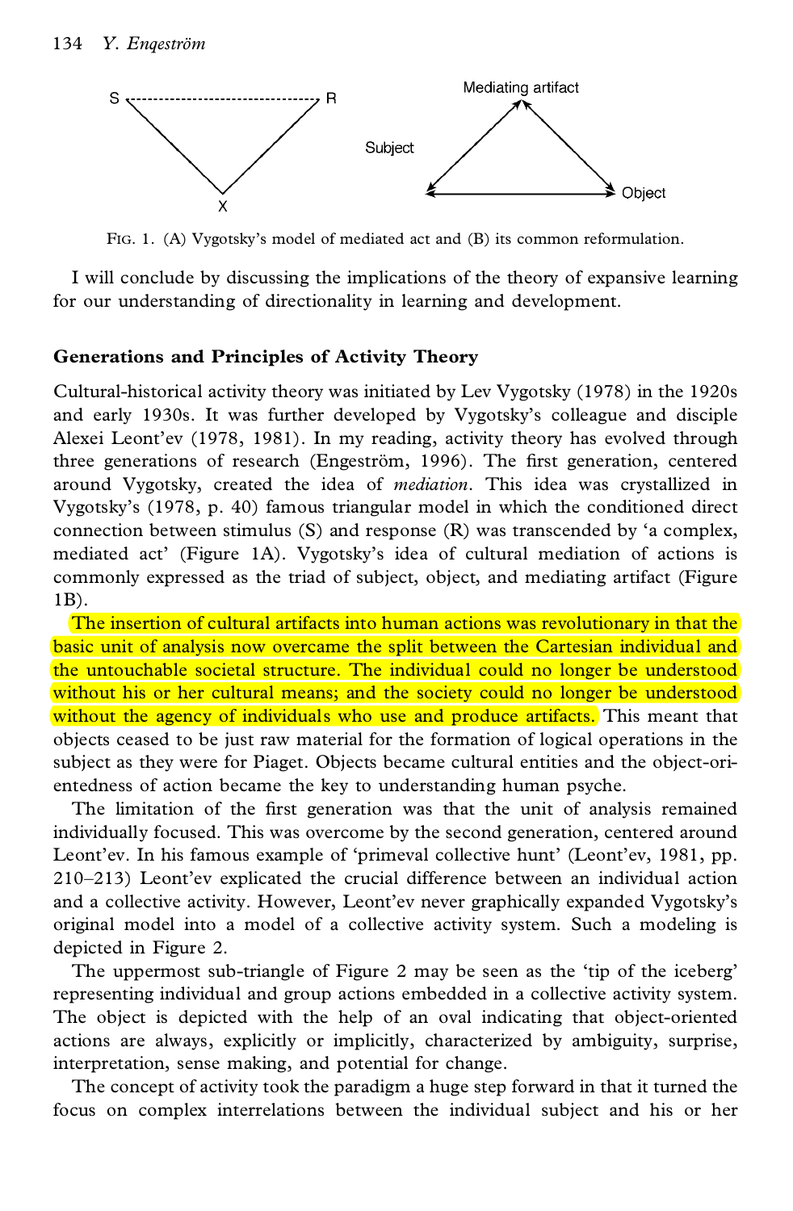FIG. 1. (A) Vygotsky's model of mediated act and (B) its common reformulation.

I will conclude by discussing the implications of the theory of expansive learning for our understanding of directionality in learning and development.

## Generations and Principles of Activity Theory

Cultural-historical activity theory was initiated by Lev Vygotsky (1978) in the 1920s and early 1930s. It was further developed by Vygotsky's colleague and disciple Alexei Leont'ev (1978, 1981). In my reading, activity theory has evolved through three generations of research (Engeström, 1996). The first generation, centered around Vygotsky, created the idea of *mediation*. This idea was crystallized in Vygotsky's (1978, p. 40) famous triangular model in which the conditioned direct connection between stimulus (S) and response (R) was transcended by 'a complex, mediated act' (Figure 1A). Vygotsky's idea of cultural mediation of actions is commonly expressed as the triad of subject, object, and mediating artifact (Figure 1B).

The insertion of cultural artifacts into human actions was revolutionary in that the basic unit of analysis now overcame the split between the Cartesian individual and the untouchable societal structure. The individual could no longer be understood without his or her cultural means; and the society could no longer be understood without the agency of individuals who use and produce artifacts. This meant that objects ceased to be just raw material for the formation of logical operations in the subject as they were for Piaget. Objects became cultural entities and the object-orientedness of action became the key to understanding human psyche.

The limitation of the first generation was that the unit of analysis remained individually focused. This was overcome by the second generation, centered around Leont'ev. In his famous example of 'primeval collective hunt' (Leont'ev, 1981, pp. 210–213) Leont'ev explicated the crucial difference between an individual action and a collective activity. However, Leont'ev never graphically expanded Vygotsky's original model into a model of a collective activity system. Such a modeling is depicted in Figure 2.

The uppermost sub-triangle of Figure 2 may be seen as the 'tip of the iceberg' representing individual and group actions embedded in a collective activity system. The object is depicted with the help of an oval indicating that object-oriented actions are always, explicitly or implicitly, characterized by ambiguity, surprise, interpretation, sense making, and potential for change.

The concept of activity took the paradigm a huge step forward in that it turned the focus on complex interrelations between the individual subject and his or her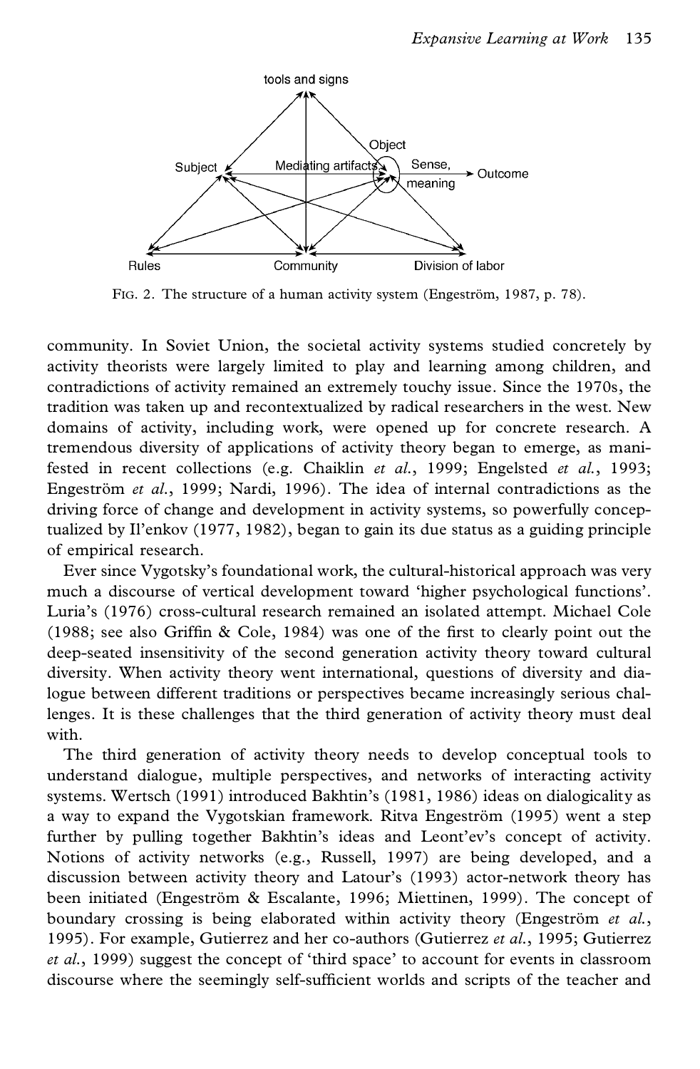FIG. 2. The structure of a human activity system (Engeström, 1987, p. 78).

community. In Soviet Union, the societal activity systems studied concretely by activity theorists were largely limited to play and learning among children, and contradictions of activity remained an extremely touchy issue. Since the 1970s, the tradition was taken up and recontextualized by radical researchers in the west. New domains of activity, including work, were opened up for concrete research. A tremendous diversity of applications of activity theory began to emerge, as manifested in recent collections (e.g. Chaiklin *et al.*, 1999; Engelsted *et al.*, 1993; Engeström *et al.*, 1999; Nardi, 1996). The idea of internal contradictions as the driving force of change and development in activity systems, so powerfully conceptualized by Il'enkov (1977, 1982), began to gain its due status as a guiding principle of empirical research.

Ever since Vygotsky's foundational work, the cultural-historical approach was very much a discourse of vertical development toward 'higher psychological functions'. Luria's (1976) cross-cultural research remained an isolated attempt. Michael Cole (1988; see also Griffin & Cole, 1984) was one of the first to clearly point out the deep-seated insensitivity of the second generation activity theory toward cultural diversity. When activity theory went international, questions of diversity and dialogue between different traditions or perspectives became increasingly serious challenges. It is these challenges that the third generation of activity theory must deal with.

The third generation of activity theory needs to develop conceptual tools to understand dialogue, multiple perspectives, and networks of interacting activity systems. Wertsch (1991) introduced Bakhtin's (1981, 1986) ideas on dialogicality as a way to expand the Vygotskian framework. Ritva Engeström (1995) went a step further by pulling together Bakhtin's ideas and Leont'ev's concept of activity. Notions of activity networks (e.g., Russell, 1997) are being developed, and a discussion between activity theory and Latour's (1993) actor-network theory has been initiated (Engeström & Escalante, 1996; Miettinen, 1999). The concept of boundary crossing is being elaborated within activity theory (Engeström *et al.*, 1995). For example, Gutierrez and her co-authors (Gutierrez *et al.*, 1995; Gutierrez *et al.*, 1999) suggest the concept of 'third space' to account for events in classroom discourse where the seemingly self-sufficient worlds and scripts of the teacher and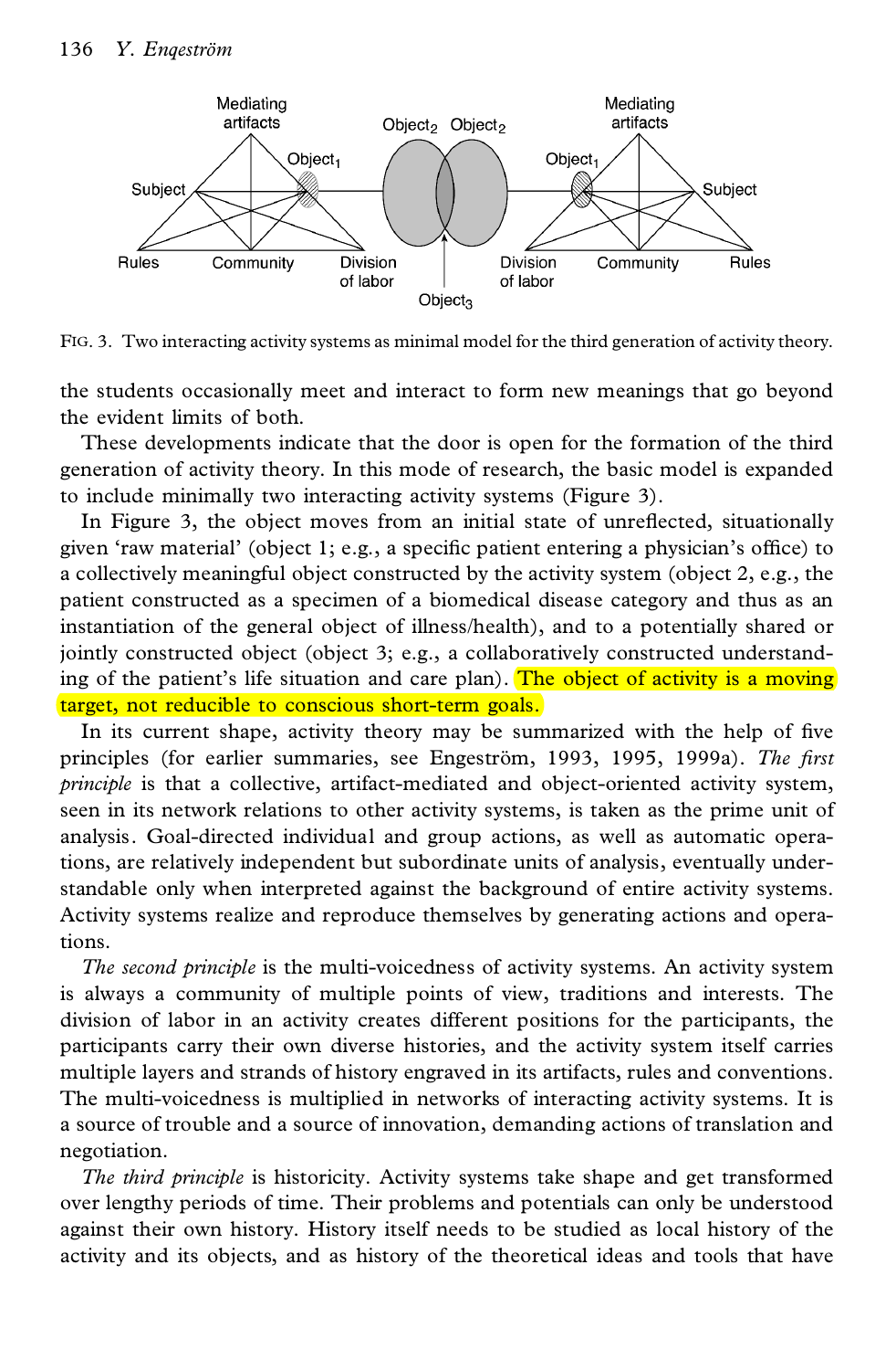Mediating artifacts

Object$_2$ Object$_2$

Mediating artifacts

Object$_1$

Object$_1$

Subject

Subject

Rules

Community

Division of labor

Division of labor

Community

Rules

Object$_3$

FIG. 3. Two interacting activity systems as minimal model for the third generation of activity theory.

the students occasionally meet and interact to form new meanings that go beyond the evident limits of both.

These developments indicate that the door is open for the formation of the third generation of activity theory. In this mode of research, the basic model is expanded to include minimally two interacting activity systems (Figure 3).

In Figure 3, the object moves from an initial state of unreflected, situationally given 'raw material' (object 1; e.g., a specific patient entering a physician's office) to a collectively meaningful object constructed by the activity system (object 2, e.g., the patient constructed as a specimen of a biomedical disease category and thus as an instantiation of the general object of illness/health), and to a potentially shared or jointly constructed object (object 3; e.g., a collaboratively constructed understanding of the patient's life situation and care plan). The object of activity is a moving target, not reducible to conscious short-term goals.

In its current shape, activity theory may be summarized with the help of five principles (for earlier summaries, see Engeström, 1993, 1995, 1999a). *The first principle* is that a collective, artifact-mediated and object-oriented activity system, seen in its network relations to other activity systems, is taken as the prime unit of analysis. Goal-directed individual and group actions, as well as automatic operations, are relatively independent but subordinate units of analysis, eventually understandable only when interpreted against the background of entire activity systems. Activity systems realize and reproduce themselves by generating actions and operations.

*The second principle* is the multi-voicedness of activity systems. An activity system is always a community of multiple points of view, traditions and interests. The division of labor in an activity creates different positions for the participants, the participants carry their own diverse histories, and the activity system itself carries multiple layers and strands of history engraved in its artifacts, rules and conventions. The multi-voicedness is multiplied in networks of interacting activity systems. It is a source of trouble and a source of innovation, demanding actions of translation and negotiation.

*The third principle* is historicity. Activity systems take shape and get transformed over lengthy periods of time. Their problems and potentials can only be understood against their own history. History itself needs to be studied as local history of the activity and its objects, and as history of the theoretical ideas and tools that have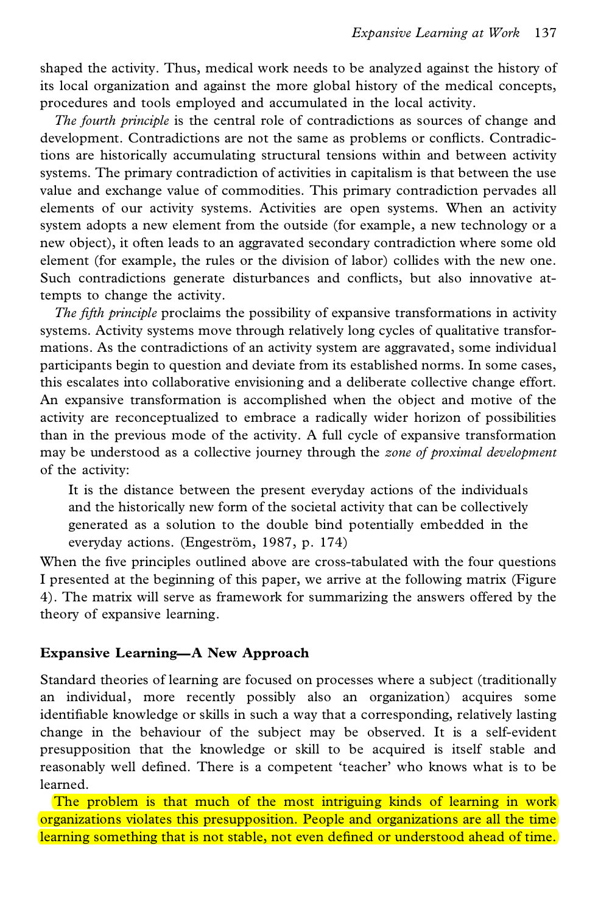shaped the activity. Thus, medical work needs to be analyzed against the history of its local organization and against the more global history of the medical concepts, procedures and tools employed and accumulated in the local activity.

*The fourth principle* is the central role of contradictions as sources of change and development. Contradictions are not the same as problems or conflicts. Contradictions are historically accumulating structural tensions within and between activity systems. The primary contradiction of activities in capitalism is that between the use value and exchange value of commodities. This primary contradiction pervades all elements of our activity systems. Activities are open systems. When an activity system adopts a new element from the outside (for example, a new technology or a new object), it often leads to an aggravated secondary contradiction where some old element (for example, the rules or the division of labor) collides with the new one. Such contradictions generate disturbances and conflicts, but also innovative attempts to change the activity.

*The fifth principle* proclaims the possibility of expansive transformations in activity systems. Activity systems move through relatively long cycles of qualitative transformations. As the contradictions of an activity system are aggravated, some individual participants begin to question and deviate from its established norms. In some cases, this escalates into collaborative envisioning and a deliberate collective change effort. An expansive transformation is accomplished when the object and motive of the activity are reconceptualized to embrace a radically wider horizon of possibilities than in the previous mode of the activity. A full cycle of expansive transformation may be understood as a collective journey through the *zone of proximal development* of the activity:

> It is the distance between the present everyday actions of the individuals and the historically new form of the societal activity that can be collectively generated as a solution to the double bind potentially embedded in the everyday actions. (Engeström, 1987, p. 174)

When the five principles outlined above are cross-tabulated with the four questions I presented at the beginning of this paper, we arrive at the following matrix (Figure 4). The matrix will serve as framework for summarizing the answers offered by the theory of expansive learning.

## Expansive Learning—A New Approach

Standard theories of learning are focused on processes where a subject (traditionally an individual, more recently possibly also an organization) acquires some identifiable knowledge or skills in such a way that a corresponding, relatively lasting change in the behaviour of the subject may be observed. It is a self-evident presupposition that the knowledge or skill to be acquired is itself stable and reasonably well defined. There is a competent 'teacher' who knows what is to be learned.

The problem is that much of the most intriguing kinds of learning in work organizations violates this presupposition. People and organizations are all the time learning something that is not stable, not even defined or understood ahead of time.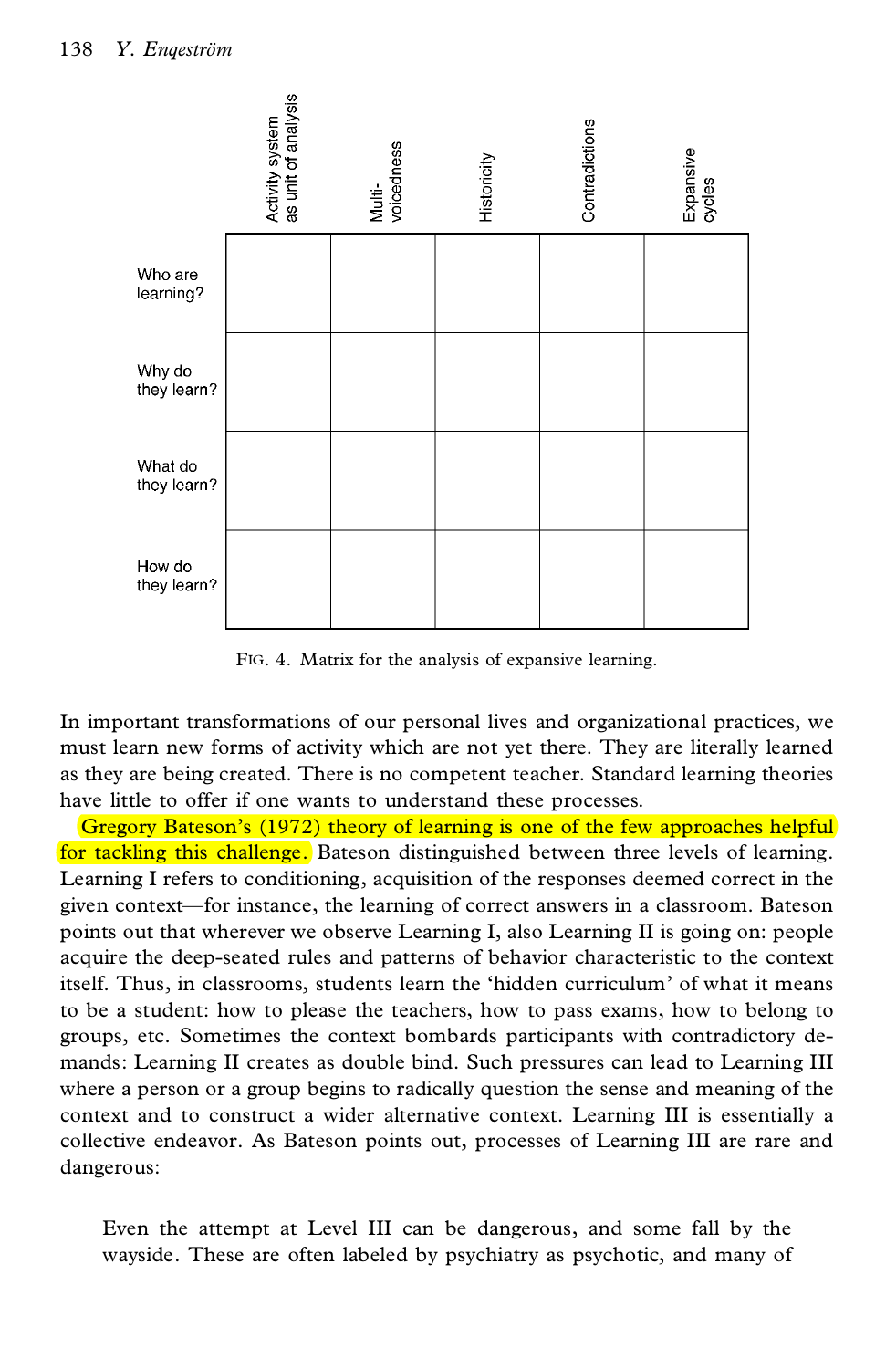| | Activity system as unit of analysis | Multi-voicedness | Historicity | Contradictions | Expansive cycles |
|---|---|---|---|---|---|
| Who are learning? | | | | | |
| Why do they learn? | | | | | |
| What do they learn? | | | | | |
| How do they learn? | | | | | |

FIG. 4. Matrix for the analysis of expansive learning.

In important transformations of our personal lives and organizational practices, we must learn new forms of activity which are not yet there. They are literally learned as they are being created. There is no competent teacher. Standard learning theories have little to offer if one wants to understand these processes.

Gregory Bateson's (1972) theory of learning is one of the few approaches helpful for tackling this challenge. Bateson distinguished between three levels of learning. Learning I refers to conditioning, acquisition of the responses deemed correct in the given context—for instance, the learning of correct answers in a classroom. Bateson points out that wherever we observe Learning I, also Learning II is going on: people acquire the deep-seated rules and patterns of behavior characteristic to the context itself. Thus, in classrooms, students learn the 'hidden curriculum' of what it means to be a student: how to please the teachers, how to pass exams, how to belong to groups, etc. Sometimes the context bombards participants with contradictory demands: Learning II creates as double bind. Such pressures can lead to Learning III where a person or a group begins to radically question the sense and meaning of the context and to construct a wider alternative context. Learning III is essentially a collective endeavor. As Bateson points out, processes of Learning III are rare and dangerous:

> Even the attempt at Level III can be dangerous, and some fall by the wayside. These are often labeled by psychiatry as psychotic, and many of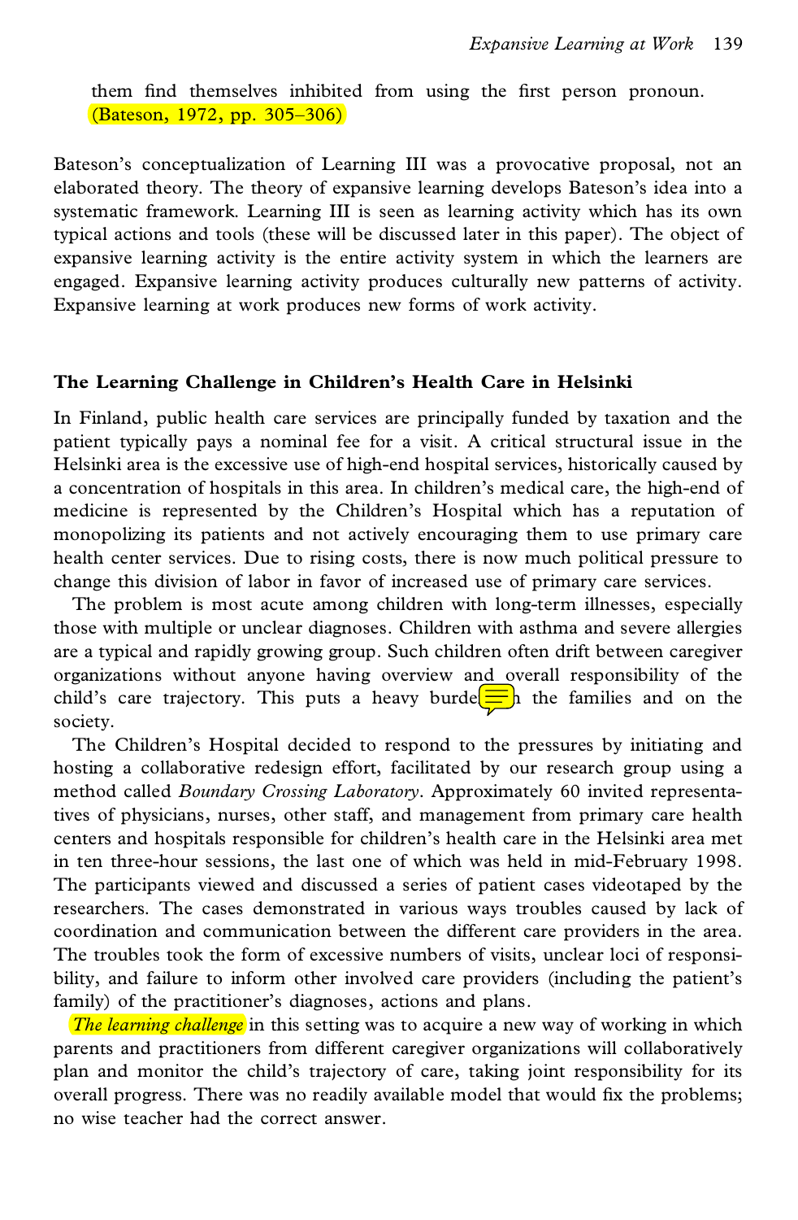them find themselves inhibited from using the first person pronoun. (Bateson, 1972, pp. 305–306)

Bateson's conceptualization of Learning III was a provocative proposal, not an elaborated theory. The theory of expansive learning develops Bateson's idea into a systematic framework. Learning III is seen as learning activity which has its own typical actions and tools (these will be discussed later in this paper). The object of expansive learning activity is the entire activity system in which the learners are engaged. Expansive learning activity produces culturally new patterns of activity. Expansive learning at work produces new forms of work activity.

## The Learning Challenge in Children's Health Care in Helsinki

In Finland, public health care services are principally funded by taxation and the patient typically pays a nominal fee for a visit. A critical structural issue in the Helsinki area is the excessive use of high-end hospital services, historically caused by a concentration of hospitals in this area. In children's medical care, the high-end of medicine is represented by the Children's Hospital which has a reputation of monopolizing its patients and not actively encouraging them to use primary care health center services. Due to rising costs, there is now much political pressure to change this division of labor in favor of increased use of primary care services.

The problem is most acute among children with long-term illnesses, especially those with multiple or unclear diagnoses. Children with asthma and severe allergies are a typical and rapidly growing group. Such children often drift between caregiver organizations without anyone having overview and overall responsibility of the child's care trajectory. This puts a heavy burden on the families and on the society.

The Children's Hospital decided to respond to the pressures by initiating and hosting a collaborative redesign effort, facilitated by our research group using a method called *Boundary Crossing Laboratory*. Approximately 60 invited representatives of physicians, nurses, other staff, and management from primary care health centers and hospitals responsible for children's health care in the Helsinki area met in ten three-hour sessions, the last one of which was held in mid-February 1998. The participants viewed and discussed a series of patient cases videotaped by the researchers. The cases demonstrated in various ways troubles caused by lack of coordination and communication between the different care providers in the area. The troubles took the form of excessive numbers of visits, unclear loci of responsibility, and failure to inform other involved care providers (including the patient's family) of the practitioner's diagnoses, actions and plans.

*The learning challenge* in this setting was to acquire a new way of working in which parents and practitioners from different caregiver organizations will collaboratively plan and monitor the child's trajectory of care, taking joint responsibility for its overall progress. There was no readily available model that would fix the problems; no wise teacher had the correct answer.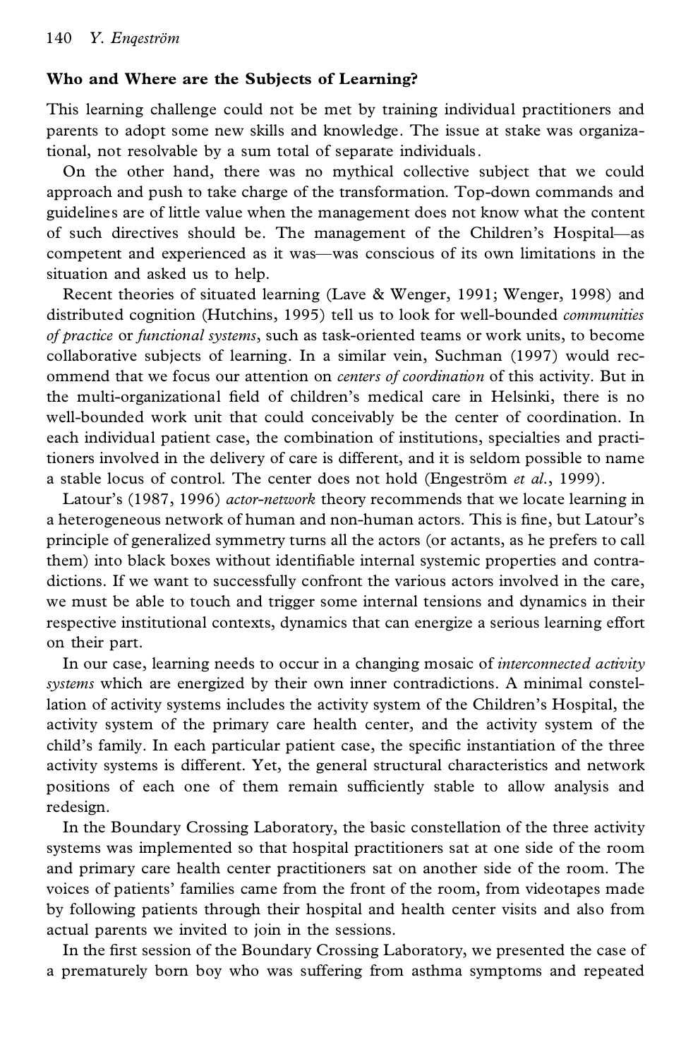**Who and Where are the Subjects of Learning?**

This learning challenge could not be met by training individual practitioners and parents to adopt some new skills and knowledge. The issue at stake was organizational, not resolvable by a sum total of separate individuals.

On the other hand, there was no mythical collective subject that we could approach and push to take charge of the transformation. Top-down commands and guidelines are of little value when the management does not know what the content of such directives should be. The management of the Children's Hospital—as competent and experienced as it was—was conscious of its own limitations in the situation and asked us to help.

Recent theories of situated learning (Lave & Wenger, 1991; Wenger, 1998) and distributed cognition (Hutchins, 1995) tell us to look for well-bounded *communities of practice* or *functional systems*, such as task-oriented teams or work units, to become collaborative subjects of learning. In a similar vein, Suchman (1997) would recommend that we focus our attention on *centers of coordination* of this activity. But in the multi-organizational field of children's medical care in Helsinki, there is no well-bounded work unit that could conceivably be the center of coordination. In each individual patient case, the combination of institutions, specialties and practitioners involved in the delivery of care is different, and it is seldom possible to name a stable locus of control. The center does not hold (Engeström *et al.*, 1999).

Latour's (1987, 1996) *actor-network* theory recommends that we locate learning in a heterogeneous network of human and non-human actors. This is fine, but Latour's principle of generalized symmetry turns all the actors (or actants, as he prefers to call them) into black boxes without identifiable internal systemic properties and contradictions. If we want to successfully confront the various actors involved in the care, we must be able to touch and trigger some internal tensions and dynamics in their respective institutional contexts, dynamics that can energize a serious learning effort on their part.

In our case, learning needs to occur in a changing mosaic of *interconnected activity systems* which are energized by their own inner contradictions. A minimal constellation of activity systems includes the activity system of the Children's Hospital, the activity system of the primary care health center, and the activity system of the child's family. In each particular patient case, the specific instantiation of the three activity systems is different. Yet, the general structural characteristics and network positions of each one of them remain sufficiently stable to allow analysis and redesign.

In the Boundary Crossing Laboratory, the basic constellation of the three activity systems was implemented so that hospital practitioners sat at one side of the room and primary care health center practitioners sat on another side of the room. The voices of patients' families came from the front of the room, from videotapes made by following patients through their hospital and health center visits and also from actual parents we invited to join in the sessions.

In the first session of the Boundary Crossing Laboratory, we presented the case of a prematurely born boy who was suffering from asthma symptoms and repeated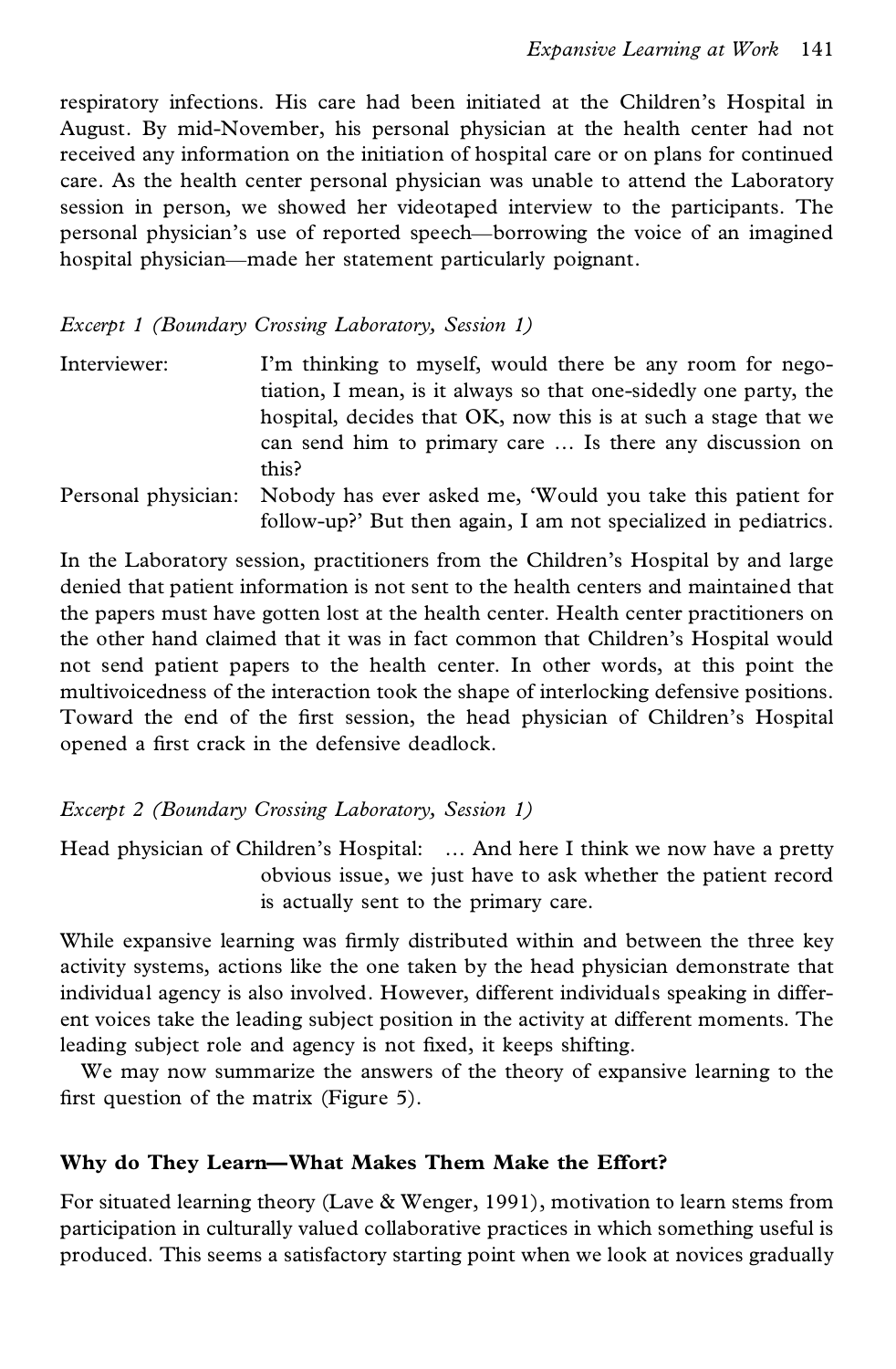respiratory infections. His care had been initiated at the Children's Hospital in August. By mid-November, his personal physician at the health center had not received any information on the initiation of hospital care or on plans for continued care. As the health center personal physician was unable to attend the Laboratory session in person, we showed her videotaped interview to the participants. The personal physician's use of reported speech—borrowing the voice of an imagined hospital physician—made her statement particularly poignant.

*Excerpt 1 (Boundary Crossing Laboratory, Session 1)*

Interviewer: I'm thinking to myself, would there be any room for negotiation, I mean, is it always so that one-sidedly one party, the hospital, decides that OK, now this is at such a stage that we can send him to primary care … Is there any discussion on this?

Personal physician: Nobody has ever asked me, 'Would you take this patient for follow-up?' But then again, I am not specialized in pediatrics.

In the Laboratory session, practitioners from the Children's Hospital by and large denied that patient information is not sent to the health centers and maintained that the papers must have gotten lost at the health center. Health center practitioners on the other hand claimed that it was in fact common that Children's Hospital would not send patient papers to the health center. In other words, at this point the multivoicedness of the interaction took the shape of interlocking defensive positions. Toward the end of the first session, the head physician of Children's Hospital opened a first crack in the defensive deadlock.

*Excerpt 2 (Boundary Crossing Laboratory, Session 1)*

Head physician of Children's Hospital: … And here I think we now have a pretty obvious issue, we just have to ask whether the patient record is actually sent to the primary care.

While expansive learning was firmly distributed within and between the three key activity systems, actions like the one taken by the head physician demonstrate that individual agency is also involved. However, different individuals speaking in different voices take the leading subject position in the activity at different moments. The leading subject role and agency is not fixed, it keeps shifting.

We may now summarize the answers of the theory of expansive learning to the first question of the matrix (Figure 5).

## Why do They Learn—What Makes Them Make the Effort?

For situated learning theory (Lave & Wenger, 1991), motivation to learn stems from participation in culturally valued collaborative practices in which something useful is produced. This seems a satisfactory starting point when we look at novices gradually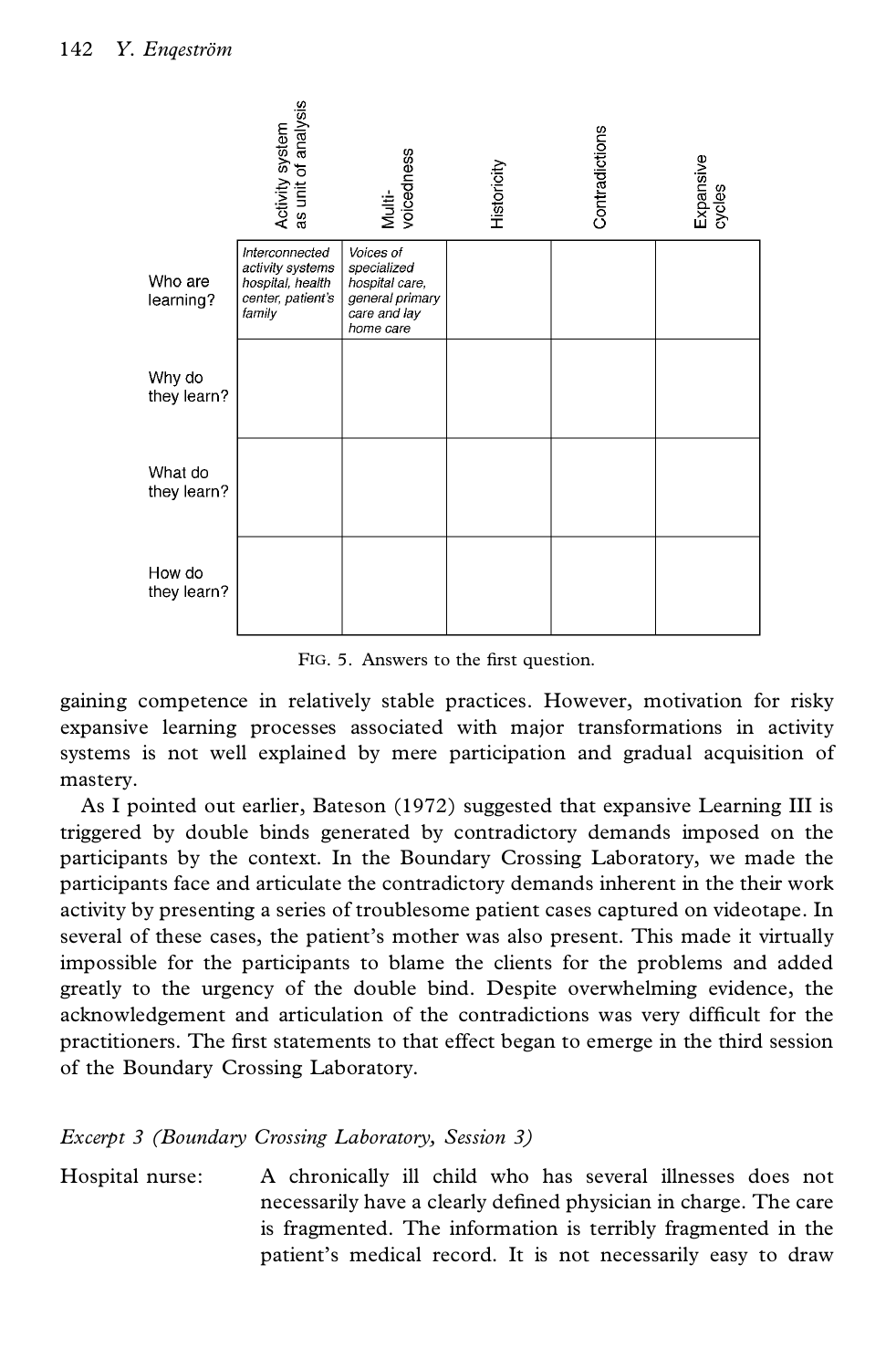| | Activity system as unit of analysis | Multi-voicedness | Historicity | Contradictions | Expansive cycles |
|---|---|---|---|---|---|
| Who are learning? | *Interconnected activity systems hospital, health center, patient's family* | *Voices of specialized hospital care, general primary care and lay home care* | | | |
| Why do they learn? | | | | | |
| What do they learn? | | | | | |
| How do they learn? | | | | | |

FIG. 5. Answers to the first question.

gaining competence in relatively stable practices. However, motivation for risky expansive learning processes associated with major transformations in activity systems is not well explained by mere participation and gradual acquisition of mastery.

As I pointed out earlier, Bateson (1972) suggested that expansive Learning III is triggered by double binds generated by contradictory demands imposed on the participants by the context. In the Boundary Crossing Laboratory, we made the participants face and articulate the contradictory demands inherent in the their work activity by presenting a series of troublesome patient cases captured on videotape. In several of these cases, the patient's mother was also present. This made it virtually impossible for the participants to blame the clients for the problems and added greatly to the urgency of the double bind. Despite overwhelming evidence, the acknowledgement and articulation of the contradictions was very difficult for the practitioners. The first statements to that effect began to emerge in the third session of the Boundary Crossing Laboratory.

*Excerpt 3 (Boundary Crossing Laboratory, Session 3)*

Hospital nurse: A chronically ill child who has several illnesses does not necessarily have a clearly defined physician in charge. The care is fragmented. The information is terribly fragmented in the patient's medical record. It is not necessarily easy to draw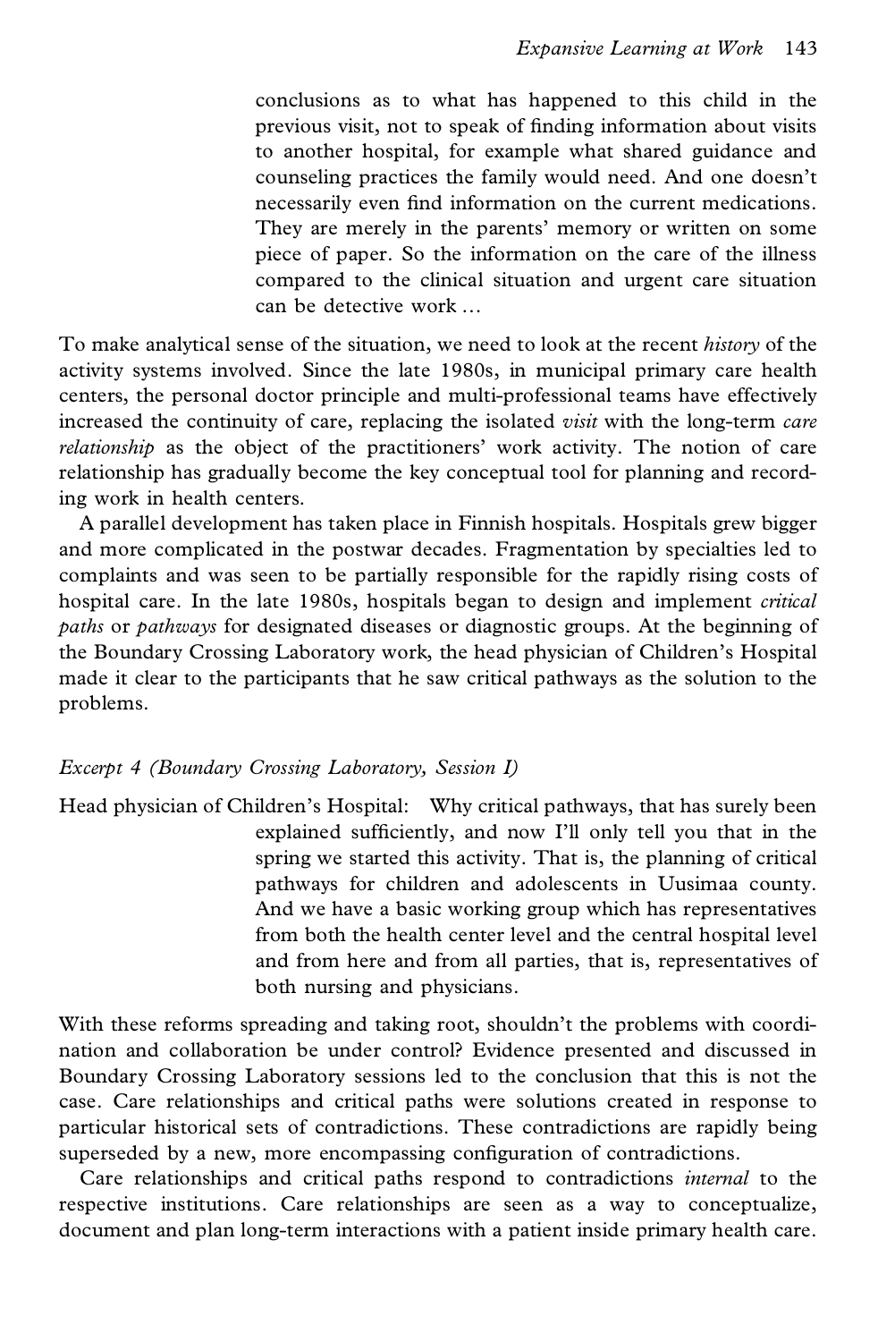conclusions as to what has happened to this child in the previous visit, not to speak of finding information about visits to another hospital, for example what shared guidance and counseling practices the family would need. And one doesn't necessarily even find information on the current medications. They are merely in the parents' memory or written on some piece of paper. So the information on the care of the illness compared to the clinical situation and urgent care situation can be detective work …

To make analytical sense of the situation, we need to look at the recent *history* of the activity systems involved. Since the late 1980s, in municipal primary care health centers, the personal doctor principle and multi-professional teams have effectively increased the continuity of care, replacing the isolated *visit* with the long-term *care relationship* as the object of the practitioners' work activity. The notion of care relationship has gradually become the key conceptual tool for planning and recording work in health centers.

A parallel development has taken place in Finnish hospitals. Hospitals grew bigger and more complicated in the postwar decades. Fragmentation by specialties led to complaints and was seen to be partially responsible for the rapidly rising costs of hospital care. In the late 1980s, hospitals began to design and implement *critical paths* or *pathways* for designated diseases or diagnostic groups. At the beginning of the Boundary Crossing Laboratory work, the head physician of Children's Hospital made it clear to the participants that he saw critical pathways as the solution to the problems.

*Excerpt 4 (Boundary Crossing Laboratory, Session I)*

Head physician of Children's Hospital: Why critical pathways, that has surely been explained sufficiently, and now I'll only tell you that in the spring we started this activity. That is, the planning of critical pathways for children and adolescents in Uusimaa county. And we have a basic working group which has representatives from both the health center level and the central hospital level and from here and from all parties, that is, representatives of both nursing and physicians.

With these reforms spreading and taking root, shouldn't the problems with coordination and collaboration be under control? Evidence presented and discussed in Boundary Crossing Laboratory sessions led to the conclusion that this is not the case. Care relationships and critical paths were solutions created in response to particular historical sets of contradictions. These contradictions are rapidly being superseded by a new, more encompassing configuration of contradictions.

Care relationships and critical paths respond to contradictions *internal* to the respective institutions. Care relationships are seen as a way to conceptualize, document and plan long-term interactions with a patient inside primary health care.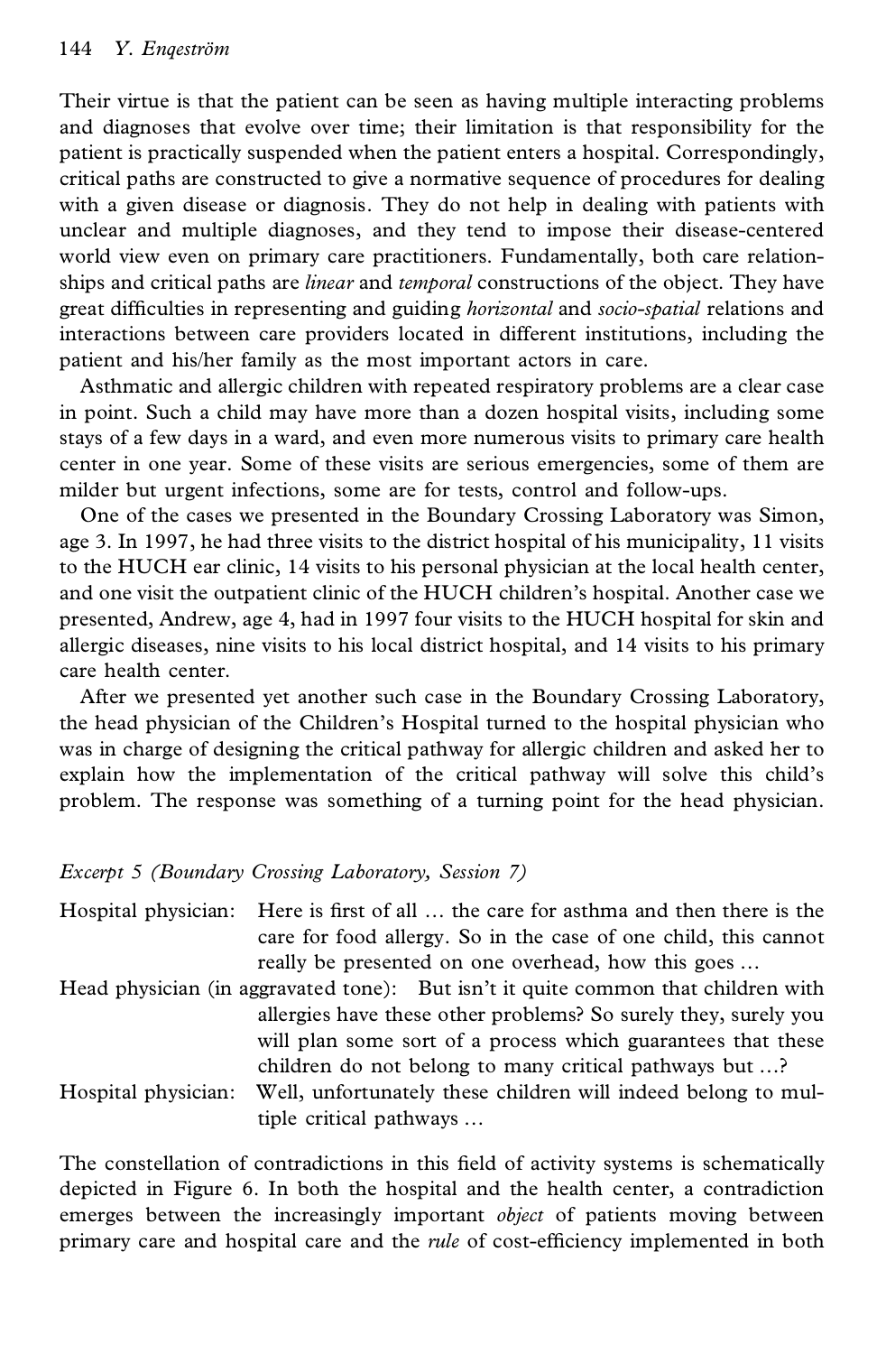Their virtue is that the patient can be seen as having multiple interacting problems and diagnoses that evolve over time; their limitation is that responsibility for the patient is practically suspended when the patient enters a hospital. Correspondingly, critical paths are constructed to give a normative sequence of procedures for dealing with a given disease or diagnosis. They do not help in dealing with patients with unclear and multiple diagnoses, and they tend to impose their disease-centered world view even on primary care practitioners. Fundamentally, both care relationships and critical paths are *linear* and *temporal* constructions of the object. They have great difficulties in representing and guiding *horizontal* and *socio-spatial* relations and interactions between care providers located in different institutions, including the patient and his/her family as the most important actors in care.

Asthmatic and allergic children with repeated respiratory problems are a clear case in point. Such a child may have more than a dozen hospital visits, including some stays of a few days in a ward, and even more numerous visits to primary care health center in one year. Some of these visits are serious emergencies, some of them are milder but urgent infections, some are for tests, control and follow-ups.

One of the cases we presented in the Boundary Crossing Laboratory was Simon, age 3. In 1997, he had three visits to the district hospital of his municipality, 11 visits to the HUCH ear clinic, 14 visits to his personal physician at the local health center, and one visit the outpatient clinic of the HUCH children's hospital. Another case we presented, Andrew, age 4, had in 1997 four visits to the HUCH hospital for skin and allergic diseases, nine visits to his local district hospital, and 14 visits to his primary care health center.

After we presented yet another such case in the Boundary Crossing Laboratory, the head physician of the Children's Hospital turned to the hospital physician who was in charge of designing the critical pathway for allergic children and asked her to explain how the implementation of the critical pathway will solve this child's problem. The response was something of a turning point for the head physician.

*Excerpt 5 (Boundary Crossing Laboratory, Session 7)*

Hospital physician: Here is first of all … the care for asthma and then there is the care for food allergy. So in the case of one child, this cannot really be presented on one overhead, how this goes …

Head physician (in aggravated tone): But isn't it quite common that children with allergies have these other problems? So surely they, surely you will plan some sort of a process which guarantees that these children do not belong to many critical pathways but …?

Hospital physician: Well, unfortunately these children will indeed belong to multiple critical pathways …

The constellation of contradictions in this field of activity systems is schematically depicted in Figure 6. In both the hospital and the health center, a contradiction emerges between the increasingly important *object* of patients moving between primary care and hospital care and the *rule* of cost-efficiency implemented in both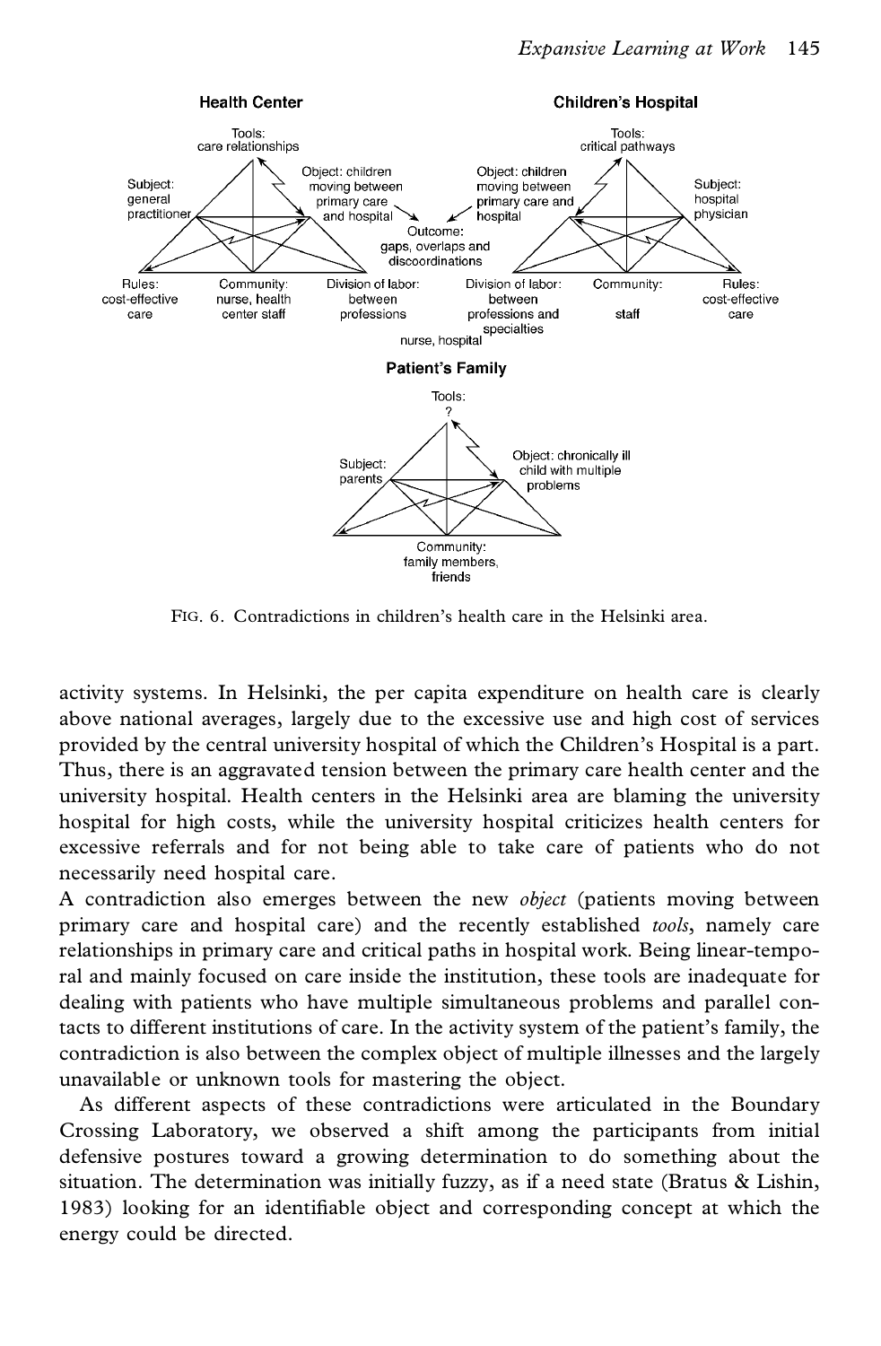FIG. 6. Contradictions in children's health care in the Helsinki area.

activity systems. In Helsinki, the per capita expenditure on health care is clearly above national averages, largely due to the excessive use and high cost of services provided by the central university hospital of which the Children's Hospital is a part. Thus, there is an aggravated tension between the primary care health center and the university hospital. Health centers in the Helsinki area are blaming the university hospital for high costs, while the university hospital criticizes health centers for excessive referrals and for not being able to take care of patients who do not necessarily need hospital care.

A contradiction also emerges between the new *object* (patients moving between primary care and hospital care) and the recently established *tools*, namely care relationships in primary care and critical paths in hospital work. Being linear-temporal and mainly focused on care inside the institution, these tools are inadequate for dealing with patients who have multiple simultaneous problems and parallel contacts to different institutions of care. In the activity system of the patient's family, the contradiction is also between the complex object of multiple illnesses and the largely unavailable or unknown tools for mastering the object.

As different aspects of these contradictions were articulated in the Boundary Crossing Laboratory, we observed a shift among the participants from initial defensive postures toward a growing determination to do something about the situation. The determination was initially fuzzy, as if a need state (Bratus & Lishin, 1983) looking for an identifiable object and corresponding concept at which the energy could be directed.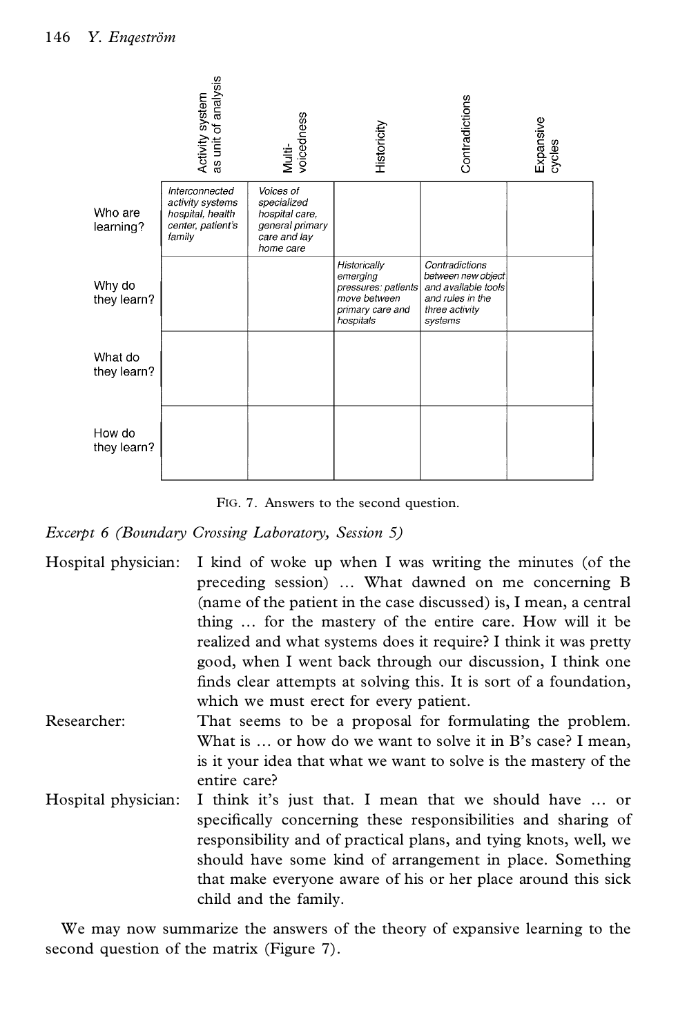|  | Activity system as unit of analysis | Multi-voicedness | Historicity | Contradictions | Expansive cycles |
|---|---|---|---|---|---|
| Who are learning? | *Interconnected activity systems hospital, health center, patient's family* | *Voices of specialized hospital care, general primary care and lay home care* |  |  |  |
| Why do they learn? |  |  | *Historically emerging pressures: patients move between primary care and hospitals* | *Contradictions between new object and available tools and rules in the three activity systems* |  |
| What do they learn? |  |  |  |  |  |
| How do they learn? |  |  |  |  |  |

FIG. 7. Answers to the second question.

*Excerpt 6 (Boundary Crossing Laboratory, Session 5)*

Hospital physician: I kind of woke up when I was writing the minutes (of the preceding session) … What dawned on me concerning B (name of the patient in the case discussed) is, I mean, a central thing … for the mastery of the entire care. How will it be realized and what systems does it require? I think it was pretty good, when I went back through our discussion, I think one finds clear attempts at solving this. It is sort of a foundation, which we must erect for every patient.

Researcher: That seems to be a proposal for formulating the problem. What is … or how do we want to solve it in B's case? I mean, is it your idea that what we want to solve is the mastery of the entire care?

Hospital physician: I think it's just that. I mean that we should have … or specifically concerning these responsibilities and sharing of responsibility and of practical plans, and tying knots, well, we should have some kind of arrangement in place. Something that make everyone aware of his or her place around this sick child and the family.

We may now summarize the answers of the theory of expansive learning to the second question of the matrix (Figure 7).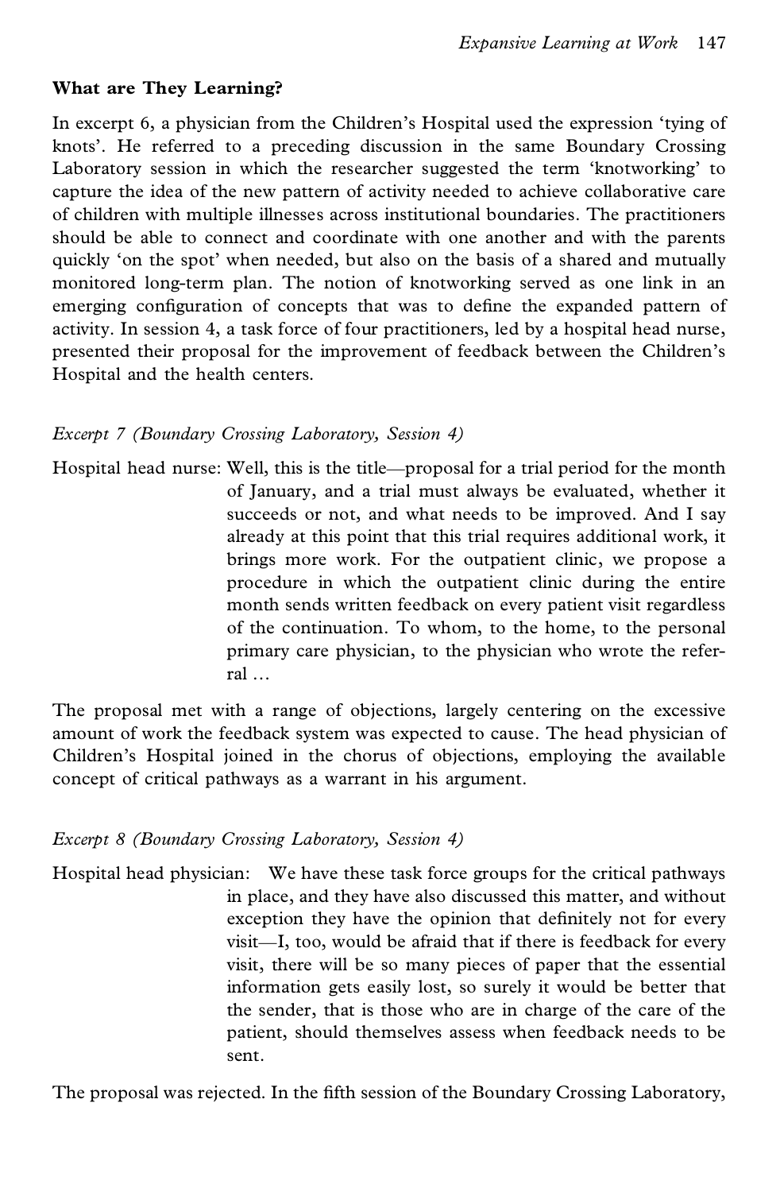**What are They Learning?**

In excerpt 6, a physician from the Children's Hospital used the expression 'tying of knots'. He referred to a preceding discussion in the same Boundary Crossing Laboratory session in which the researcher suggested the term 'knotworking' to capture the idea of the new pattern of activity needed to achieve collaborative care of children with multiple illnesses across institutional boundaries. The practitioners should be able to connect and coordinate with one another and with the parents quickly 'on the spot' when needed, but also on the basis of a shared and mutually monitored long-term plan. The notion of knotworking served as one link in an emerging configuration of concepts that was to define the expanded pattern of activity. In session 4, a task force of four practitioners, led by a hospital head nurse, presented their proposal for the improvement of feedback between the Children's Hospital and the health centers.

*Excerpt 7 (Boundary Crossing Laboratory, Session 4)*

Hospital head nurse: Well, this is the title—proposal for a trial period for the month of January, and a trial must always be evaluated, whether it succeeds or not, and what needs to be improved. And I say already at this point that this trial requires additional work, it brings more work. For the outpatient clinic, we propose a procedure in which the outpatient clinic during the entire month sends written feedback on every patient visit regardless of the continuation. To whom, to the home, to the personal primary care physician, to the physician who wrote the referral ...

The proposal met with a range of objections, largely centering on the excessive amount of work the feedback system was expected to cause. The head physician of Children's Hospital joined in the chorus of objections, employing the available concept of critical pathways as a warrant in his argument.

*Excerpt 8 (Boundary Crossing Laboratory, Session 4)*

Hospital head physician: We have these task force groups for the critical pathways in place, and they have also discussed this matter, and without exception they have the opinion that definitely not for every visit—I, too, would be afraid that if there is feedback for every visit, there will be so many pieces of paper that the essential information gets easily lost, so surely it would be better that the sender, that is those who are in charge of the care of the patient, should themselves assess when feedback needs to be sent.

The proposal was rejected. In the fifth session of the Boundary Crossing Laboratory,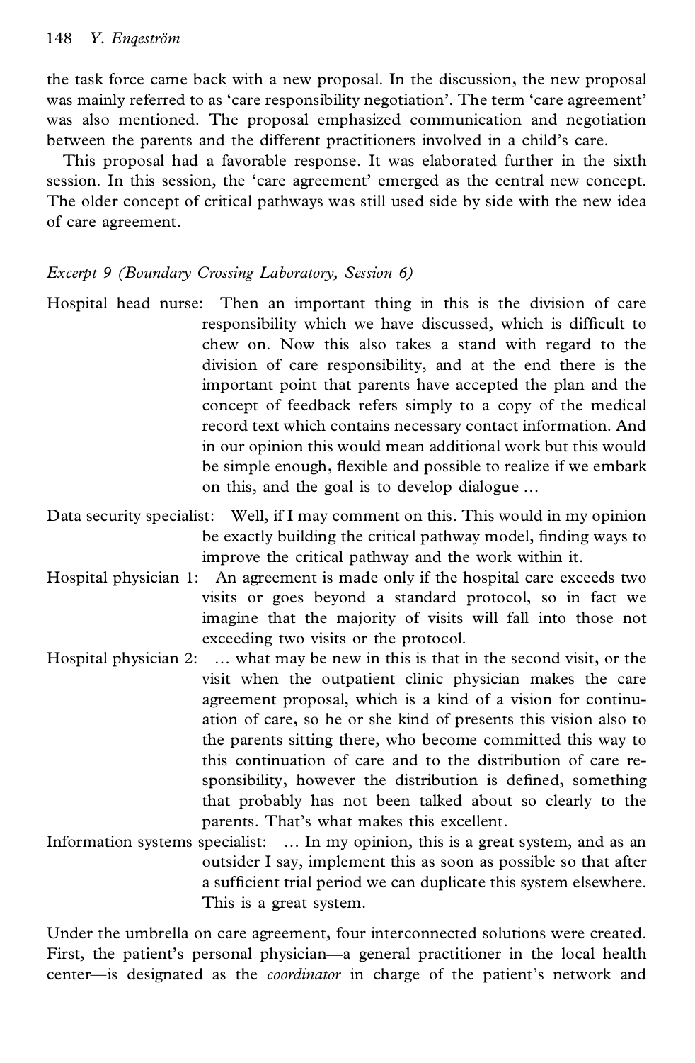the task force came back with a new proposal. In the discussion, the new proposal was mainly referred to as 'care responsibility negotiation'. The term 'care agreement' was also mentioned. The proposal emphasized communication and negotiation between the parents and the different practitioners involved in a child's care.

This proposal had a favorable response. It was elaborated further in the sixth session. In this session, the 'care agreement' emerged as the central new concept. The older concept of critical pathways was still used side by side with the new idea of care agreement.

*Excerpt 9 (Boundary Crossing Laboratory, Session 6)*

Hospital head nurse: Then an important thing in this is the division of care responsibility which we have discussed, which is difficult to chew on. Now this also takes a stand with regard to the division of care responsibility, and at the end there is the important point that parents have accepted the plan and the concept of feedback refers simply to a copy of the medical record text which contains necessary contact information. And in our opinion this would mean additional work but this would be simple enough, flexible and possible to realize if we embark on this, and the goal is to develop dialogue …

Data security specialist: Well, if I may comment on this. This would in my opinion be exactly building the critical pathway model, finding ways to improve the critical pathway and the work within it.

Hospital physician 1: An agreement is made only if the hospital care exceeds two visits or goes beyond a standard protocol, so in fact we imagine that the majority of visits will fall into those not exceeding two visits or the protocol.

Hospital physician 2: … what may be new in this is that in the second visit, or the visit when the outpatient clinic physician makes the care agreement proposal, which is a kind of a vision for continuation of care, so he or she kind of presents this vision also to the parents sitting there, who become committed this way to this continuation of care and to the distribution of care responsibility, however the distribution is defined, something that probably has not been talked about so clearly to the parents. That's what makes this excellent.

Information systems specialist: … In my opinion, this is a great system, and as an outsider I say, implement this as soon as possible so that after a sufficient trial period we can duplicate this system elsewhere. This is a great system.

Under the umbrella on care agreement, four interconnected solutions were created. First, the patient's personal physician—a general practitioner in the local health center—is designated as the *coordinator* in charge of the patient's network and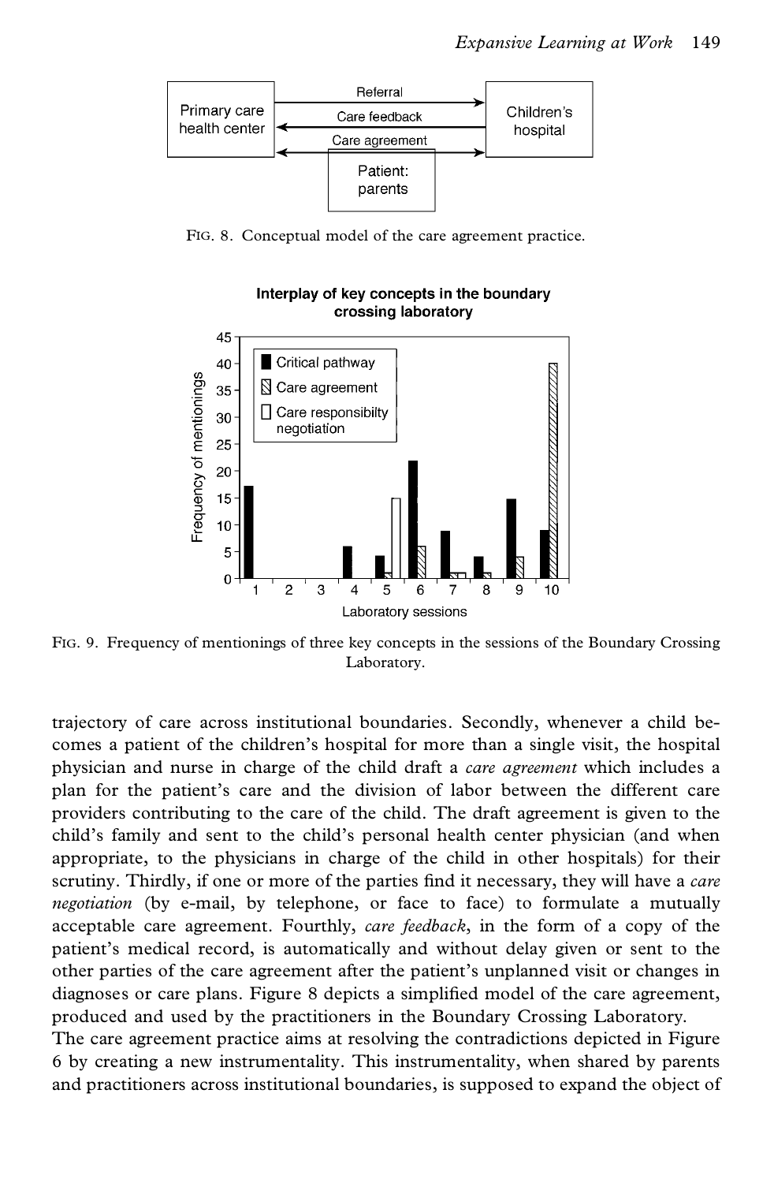FIG. 8. Conceptual model of the care agreement practice.

FIG. 9. Frequency of mentionings of three key concepts in the sessions of the Boundary Crossing Laboratory.

trajectory of care across institutional boundaries. Secondly, whenever a child becomes a patient of the children's hospital for more than a single visit, the hospital physician and nurse in charge of the child draft a *care agreement* which includes a plan for the patient's care and the division of labor between the different care providers contributing to the care of the child. The draft agreement is given to the child's family and sent to the child's personal health center physician (and when appropriate, to the physicians in charge of the child in other hospitals) for their scrutiny. Thirdly, if one or more of the parties find it necessary, they will have a *care negotiation* (by e-mail, by telephone, or face to face) to formulate a mutually acceptable care agreement. Fourthly, *care feedback*, in the form of a copy of the patient's medical record, is automatically and without delay given or sent to the other parties of the care agreement after the patient's unplanned visit or changes in diagnoses or care plans. Figure 8 depicts a simplified model of the care agreement, produced and used by the practitioners in the Boundary Crossing Laboratory.

The care agreement practice aims at resolving the contradictions depicted in Figure 6 by creating a new instrumentality. This instrumentality, when shared by parents and practitioners across institutional boundaries, is supposed to expand the object of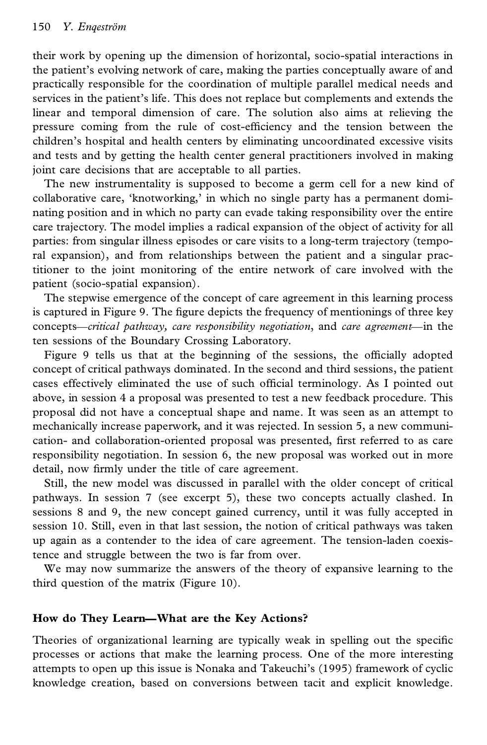their work by opening up the dimension of horizontal, socio-spatial interactions in the patient's evolving network of care, making the parties conceptually aware of and practically responsible for the coordination of multiple parallel medical needs and services in the patient's life. This does not replace but complements and extends the linear and temporal dimension of care. The solution also aims at relieving the pressure coming from the rule of cost-efficiency and the tension between the children's hospital and health centers by eliminating uncoordinated excessive visits and tests and by getting the health center general practitioners involved in making joint care decisions that are acceptable to all parties.

The new instrumentality is supposed to become a germ cell for a new kind of collaborative care, 'knotworking,' in which no single party has a permanent dominating position and in which no party can evade taking responsibility over the entire care trajectory. The model implies a radical expansion of the object of activity for all parties: from singular illness episodes or care visits to a long-term trajectory (temporal expansion), and from relationships between the patient and a singular practitioner to the joint monitoring of the entire network of care involved with the patient (socio-spatial expansion).

The stepwise emergence of the concept of care agreement in this learning process is captured in Figure 9. The figure depicts the frequency of mentionings of three key concepts—*critical pathway, care responsibility negotiation*, and *care agreement*—in the ten sessions of the Boundary Crossing Laboratory.

Figure 9 tells us that at the beginning of the sessions, the officially adopted concept of critical pathways dominated. In the second and third sessions, the patient cases effectively eliminated the use of such official terminology. As I pointed out above, in session 4 a proposal was presented to test a new feedback procedure. This proposal did not have a conceptual shape and name. It was seen as an attempt to mechanically increase paperwork, and it was rejected. In session 5, a new communication- and collaboration-oriented proposal was presented, first referred to as care responsibility negotiation. In session 6, the new proposal was worked out in more detail, now firmly under the title of care agreement.

Still, the new model was discussed in parallel with the older concept of critical pathways. In session 7 (see excerpt 5), these two concepts actually clashed. In sessions 8 and 9, the new concept gained currency, until it was fully accepted in session 10. Still, even in that last session, the notion of critical pathways was taken up again as a contender to the idea of care agreement. The tension-laden coexistence and struggle between the two is far from over.

We may now summarize the answers of the theory of expansive learning to the third question of the matrix (Figure 10).

## How do They Learn—What are the Key Actions?

Theories of organizational learning are typically weak in spelling out the specific processes or actions that make the learning process. One of the more interesting attempts to open up this issue is Nonaka and Takeuchi's (1995) framework of cyclic knowledge creation, based on conversions between tacit and explicit knowledge.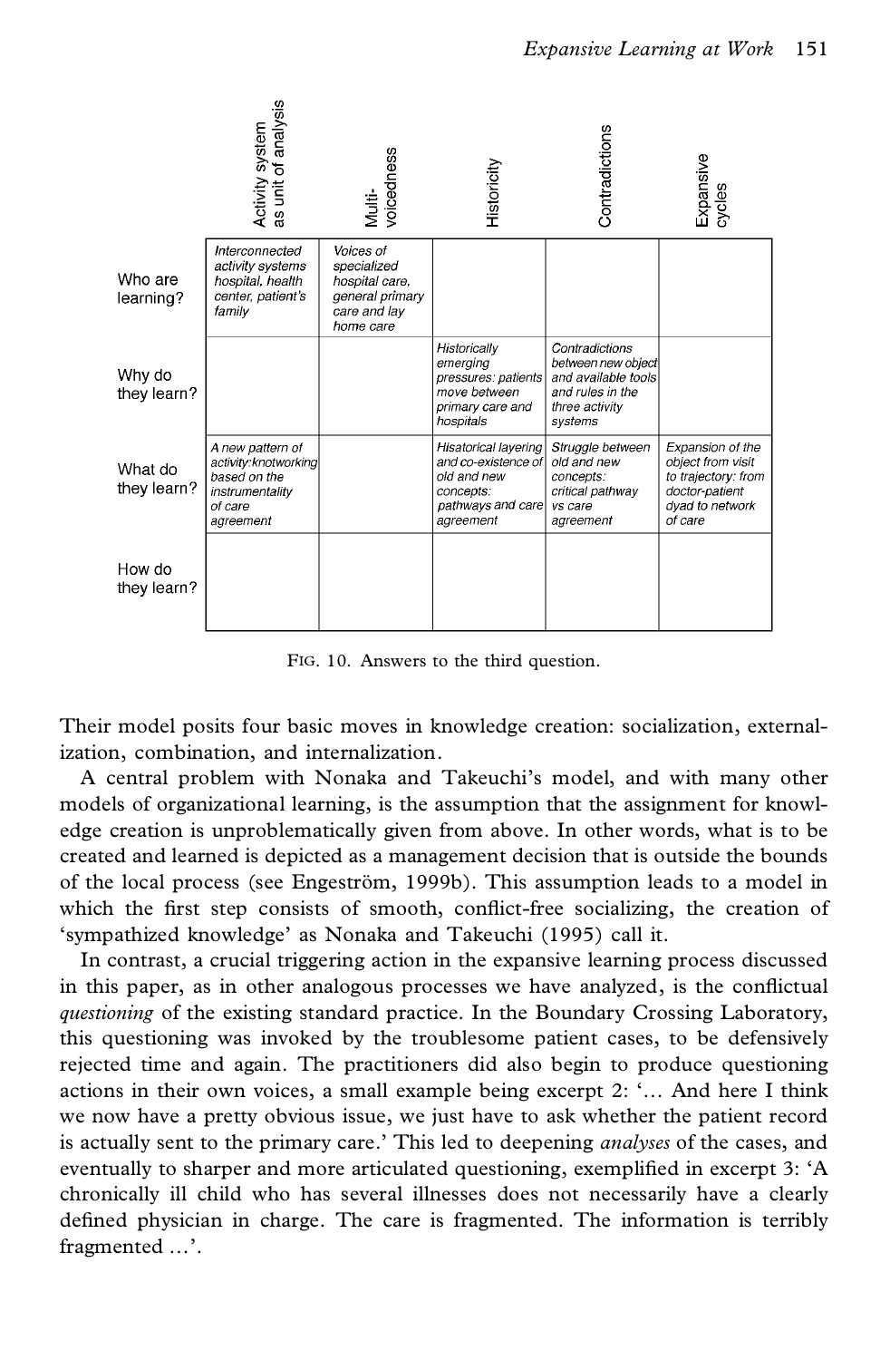| | Activity system as unit of analysis | Multi-voicedness | Historicity | Contradictions | Expansive cycles |
|---|---|---|---|---|---|
| Who are learning? | *Interconnected activity systems hospital, health center, patient's family* | *Voices of specialized hospital care, general primary care and lay home care* | | | |
| Why do they learn? | | | *Historically emerging pressures: patients move between primary care and hospitals* | *Contradictions between new object and available tools and rules in the three activity systems* | |
| What do they learn? | *A new pattern of activity:knotworking based on the instrumentality of care agreement* | | *Hisatorical layering and co-existence of old and new concepts: pathways and care agreement* | *Struggle between old and new concepts: critical pathway vs care agreement* | *Expansion of the object from visit to trajectory: from doctor-patient dyad to network of care* |
| How do they learn? | | | | | |

FIG. 10. Answers to the third question.

Their model posits four basic moves in knowledge creation: socialization, externalization, combination, and internalization.

A central problem with Nonaka and Takeuchi's model, and with many other models of organizational learning, is the assumption that the assignment for knowledge creation is unproblematically given from above. In other words, what is to be created and learned is depicted as a management decision that is outside the bounds of the local process (see Engeström, 1999b). This assumption leads to a model in which the first step consists of smooth, conflict-free socializing, the creation of 'sympathized knowledge' as Nonaka and Takeuchi (1995) call it.

In contrast, a crucial triggering action in the expansive learning process discussed in this paper, as in other analogous processes we have analyzed, is the conflictual *questioning* of the existing standard practice. In the Boundary Crossing Laboratory, this questioning was invoked by the troublesome patient cases, to be defensively rejected time and again. The practitioners did also begin to produce questioning actions in their own voices, a small example being excerpt 2: '… And here I think we now have a pretty obvious issue, we just have to ask whether the patient record is actually sent to the primary care.' This led to deepening *analyses* of the cases, and eventually to sharper and more articulated questioning, exemplified in excerpt 3: 'A chronically ill child who has several illnesses does not necessarily have a clearly defined physician in charge. The care is fragmented. The information is terribly fragmented …'.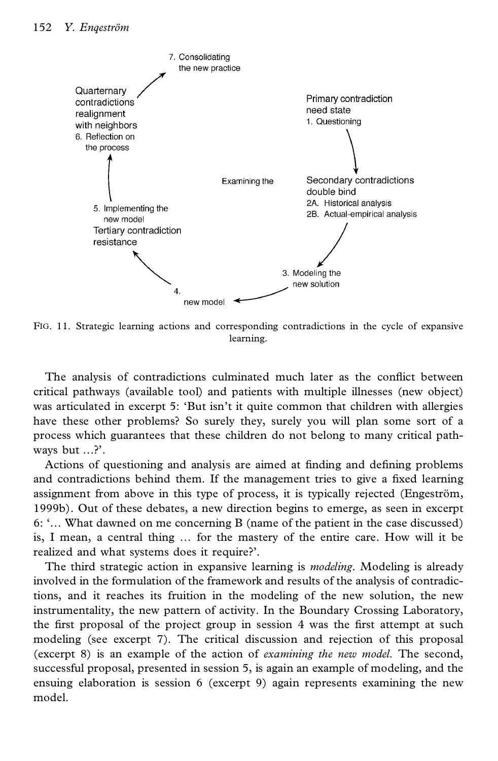FIG. 11. Strategic learning actions and corresponding contradictions in the cycle of expansive learning.

The analysis of contradictions culminated much later as the conflict between critical pathways (available tool) and patients with multiple illnesses (new object) was articulated in excerpt 5: 'But isn't it quite common that children with allergies have these other problems? So surely they, surely you will plan some sort of a process which guarantees that these children do not belong to many critical pathways but …?'.

Actions of questioning and analysis are aimed at finding and defining problems and contradictions behind them. If the management tries to give a fixed learning assignment from above in this type of process, it is typically rejected (Engeström, 1999b). Out of these debates, a new direction begins to emerge, as seen in excerpt 6: '… What dawned on me concerning B (name of the patient in the case discussed) is, I mean, a central thing … for the mastery of the entire care. How will it be realized and what systems does it require?'.

The third strategic action in expansive learning is *modeling*. Modeling is already involved in the formulation of the framework and results of the analysis of contradictions, and it reaches its fruition in the modeling of the new solution, the new instrumentality, the new pattern of activity. In the Boundary Crossing Laboratory, the first proposal of the project group in session 4 was the first attempt at such modeling (see excerpt 7). The critical discussion and rejection of this proposal (excerpt 8) is an example of the action of *examining the new model*. The second, successful proposal, presented in session 5, is again an example of modeling, and the ensuing elaboration is session 6 (excerpt 9) again represents examining the new model.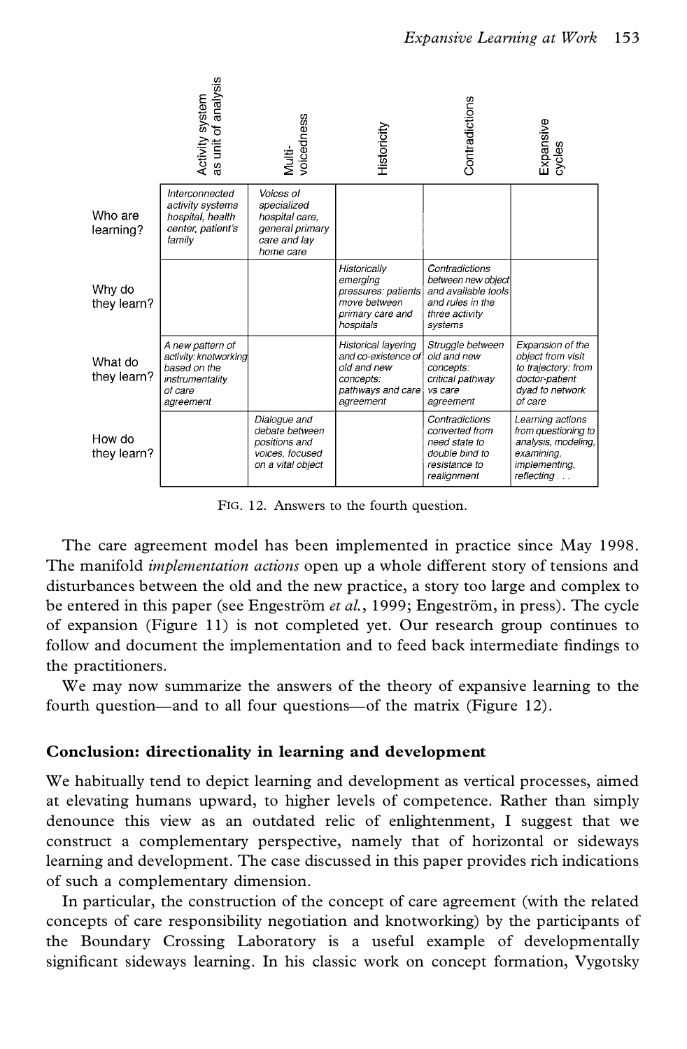| | Activity system as unit of analysis | Multi-voicedness | Historicity | Contradictions | Expansive cycles |
|---|---|---|---|---|---|
| Who are learning? | *Interconnected activity systems hospital, health center, patient's family* | *Voices of specialized hospital care, general primary care and lay home care* | | | |
| Why do they learn? | | | *Historically emerging pressures: patients move between primary care and hospitals* | *Contradictions between new object and available tools and rules in the three activity systems* | |
| What do they learn? | *A new pattern of activity: knotworking based on the instrumentality of care agreement* | | *Historical layering and co-existence of old and new concepts: pathways and care agreement* | *Struggle between old and new concepts: critical pathway vs care agreement* | *Expansion of the object from visit to trajectory: from doctor-patient dyad to network of care* |
| How do they learn? | | *Dialogue and debate between positions and voices, focused on a vital object* | | *Contradictions converted from need state to double bind to resistance to realignment* | *Learning actions from questioning to analysis, modeling, examining, implementing, reflecting . . .* |

FIG. 12. Answers to the fourth question.

The care agreement model has been implemented in practice since May 1998. The manifold *implementation actions* open up a whole different story of tensions and disturbances between the old and the new practice, a story too large and complex to be entered in this paper (see Engeström *et al.*, 1999; Engeström, in press). The cycle of expansion (Figure 11) is not completed yet. Our research group continues to follow and document the implementation and to feed back intermediate findings to the practitioners.

We may now summarize the answers of the theory of expansive learning to the fourth question—and to all four questions—of the matrix (Figure 12).

## Conclusion: directionality in learning and development

We habitually tend to depict learning and development as vertical processes, aimed at elevating humans upward, to higher levels of competence. Rather than simply denounce this view as an outdated relic of enlightenment, I suggest that we construct a complementary perspective, namely that of horizontal or sideways learning and development. The case discussed in this paper provides rich indications of such a complementary dimension.

In particular, the construction of the concept of care agreement (with the related concepts of care responsibility negotiation and knotworking) by the participants of the Boundary Crossing Laboratory is a useful example of developmentally significant sideways learning. In his classic work on concept formation, Vygotsky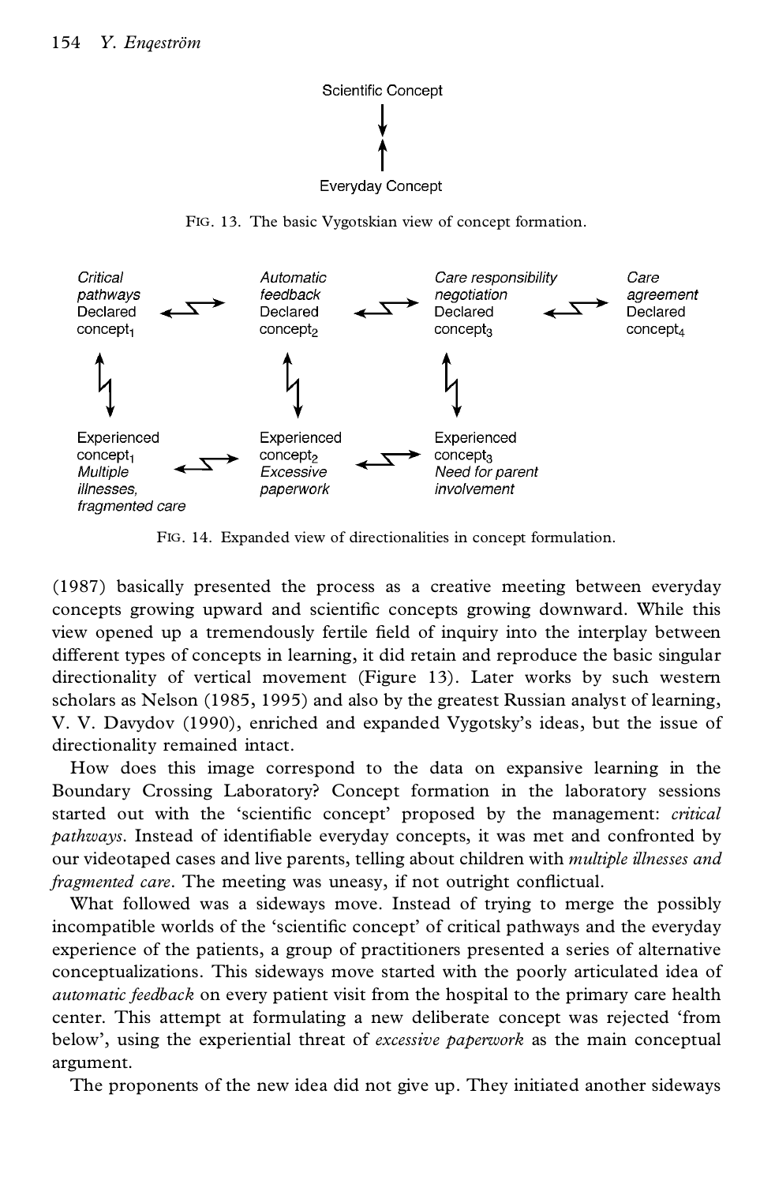Scientific Concept

↓↑

Everyday Concept

FIG. 13. The basic Vygotskian view of concept formation.

| *Critical pathways* Declared concept$_1$ | ⇄ | *Automatic feedback* Declared concept$_2$ | ⇄ | *Care responsibility negotiation* Declared concept$_3$ | ⇄ | *Care agreement* Declared concept$_4$ |
|---|---|---|---|---|---|---|
| ↕ | | ↕ | | ↕ | | |
| Experienced concept$_1$ *Multiple illnesses, fragmented care* | ⇄ | Experienced concept$_2$ *Excessive paperwork* | ⇄ | Experienced concept$_3$ *Need for parent involvement* | | |

FIG. 14. Expanded view of directionalities in concept formulation.

(1987) basically presented the process as a creative meeting between everyday concepts growing upward and scientific concepts growing downward. While this view opened up a tremendously fertile field of inquiry into the interplay between different types of concepts in learning, it did retain and reproduce the basic singular directionality of vertical movement (Figure 13). Later works by such western scholars as Nelson (1985, 1995) and also by the greatest Russian analyst of learning, V. V. Davydov (1990), enriched and expanded Vygotsky's ideas, but the issue of directionality remained intact.

How does this image correspond to the data on expansive learning in the Boundary Crossing Laboratory? Concept formation in the laboratory sessions started out with the 'scientific concept' proposed by the management: *critical pathways*. Instead of identifiable everyday concepts, it was met and confronted by our videotaped cases and live parents, telling about children with *multiple illnesses and fragmented care*. The meeting was uneasy, if not outright conflictual.

What followed was a sideways move. Instead of trying to merge the possibly incompatible worlds of the 'scientific concept' of critical pathways and the everyday experience of the patients, a group of practitioners presented a series of alternative conceptualizations. This sideways move started with the poorly articulated idea of *automatic feedback* on every patient visit from the hospital to the primary care health center. This attempt at formulating a new deliberate concept was rejected 'from below', using the experiential threat of *excessive paperwork* as the main conceptual argument.

The proponents of the new idea did not give up. They initiated another sideways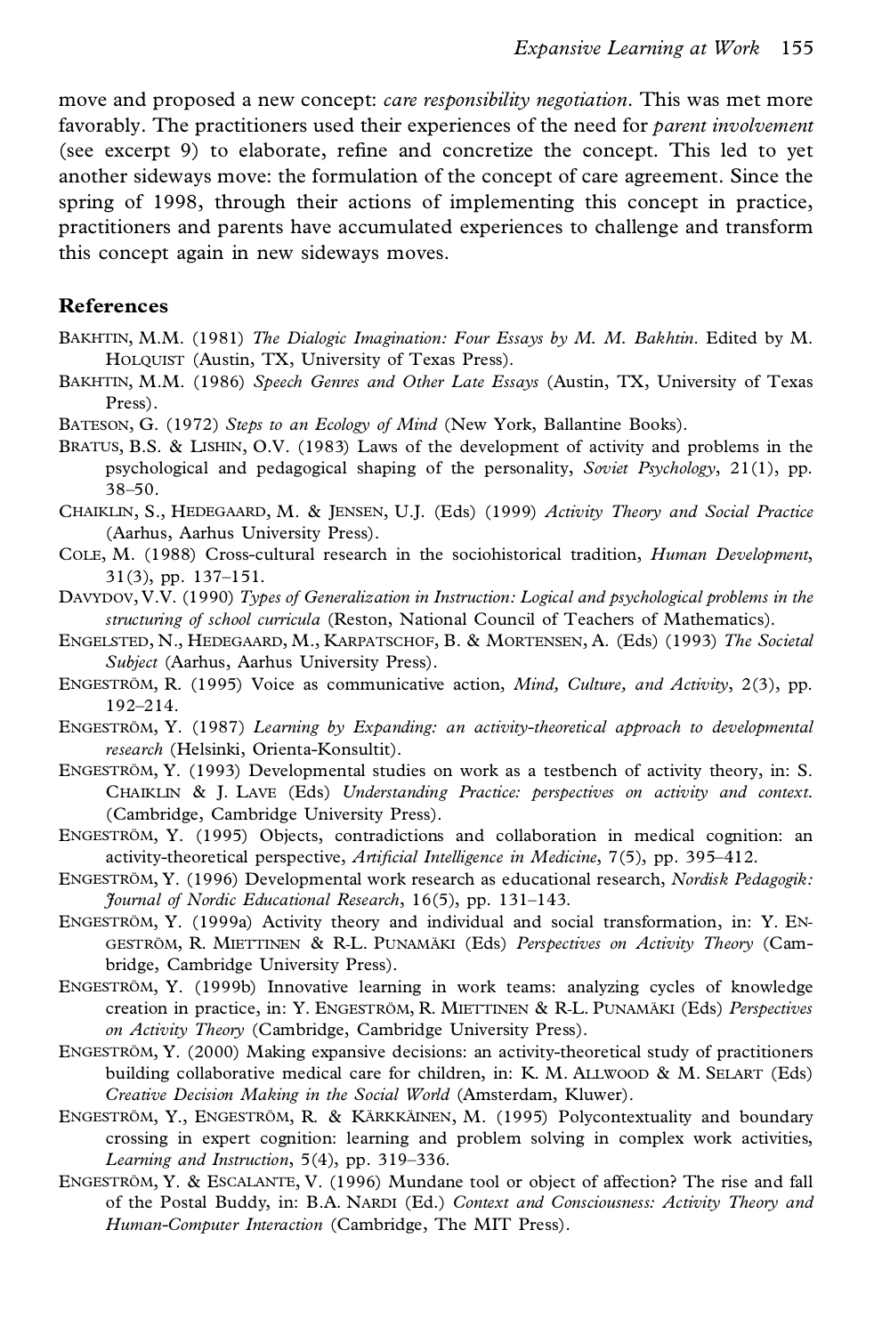move and proposed a new concept: *care responsibility negotiation*. This was met more favorably. The practitioners used their experiences of the need for *parent involvement* (see excerpt 9) to elaborate, refine and concretize the concept. This led to yet another sideways move: the formulation of the concept of care agreement. Since the spring of 1998, through their actions of implementing this concept in practice, practitioners and parents have accumulated experiences to challenge and transform this concept again in new sideways moves.

## References

BAKHTIN, M.M. (1981) *The Dialogic Imagination: Four Essays by M. M. Bakhtin*. Edited by M. HOLQUIST (Austin, TX, University of Texas Press).

BAKHTIN, M.M. (1986) *Speech Genres and Other Late Essays* (Austin, TX, University of Texas Press).

BATESON, G. (1972) *Steps to an Ecology of Mind* (New York, Ballantine Books).

BRATUS, B.S. & LISHIN, O.V. (1983) Laws of the development of activity and problems in the psychological and pedagogical shaping of the personality, *Soviet Psychology*, 21(1), pp. 38–50.

CHAIKLIN, S., HEDEGAARD, M. & JENSEN, U.J. (Eds) (1999) *Activity Theory and Social Practice* (Aarhus, Aarhus University Press).

COLE, M. (1988) Cross-cultural research in the sociohistorical tradition, *Human Development*, 31(3), pp. 137–151.

DAVYDOV, V.V. (1990) *Types of Generalization in Instruction: Logical and psychological problems in the structuring of school curricula* (Reston, National Council of Teachers of Mathematics).

ENGELSTED, N., HEDEGAARD, M., KARPATSCHOF, B. & MORTENSEN, A. (Eds) (1993) *The Societal Subject* (Aarhus, Aarhus University Press).

ENGESTRÖM, R. (1995) Voice as communicative action, *Mind, Culture, and Activity*, 2(3), pp. 192–214.

ENGESTRÖM, Y. (1987) *Learning by Expanding: an activity-theoretical approach to developmental research* (Helsinki, Orienta-Konsultit).

ENGESTRÖM, Y. (1993) Developmental studies on work as a testbench of activity theory, in: S. CHAIKLIN & J. LAVE (Eds) *Understanding Practice: perspectives on activity and context.* (Cambridge, Cambridge University Press).

ENGESTRÖM, Y. (1995) Objects, contradictions and collaboration in medical cognition: an activity-theoretical perspective, *Artificial Intelligence in Medicine*, 7(5), pp. 395–412.

ENGESTRÖM, Y. (1996) Developmental work research as educational research, *Nordisk Pedagogik: Journal of Nordic Educational Research*, 16(5), pp. 131–143.

ENGESTRÖM, Y. (1999a) Activity theory and individual and social transformation, in: Y. ENGESTRÖM, R. MIETTINEN & R-L. PUNAMÄKI (Eds) *Perspectives on Activity Theory* (Cambridge, Cambridge University Press).

ENGESTRÖM, Y. (1999b) Innovative learning in work teams: analyzing cycles of knowledge creation in practice, in: Y. ENGESTRÖM, R. MIETTINEN & R-L. PUNAMÄKI (Eds) *Perspectives on Activity Theory* (Cambridge, Cambridge University Press).

ENGESTRÖM, Y. (2000) Making expansive decisions: an activity-theoretical study of practitioners building collaborative medical care for children, in: K. M. ALLWOOD & M. SELART (Eds) *Creative Decision Making in the Social World* (Amsterdam, Kluwer).

ENGESTRÖM, Y., ENGESTRÖM, R. & KÄRKKÄINEN, M. (1995) Polycontextuality and boundary crossing in expert cognition: learning and problem solving in complex work activities, *Learning and Instruction*, 5(4), pp. 319–336.

ENGESTRÖM, Y. & ESCALANTE, V. (1996) Mundane tool or object of affection? The rise and fall of the Postal Buddy, in: B.A. NARDI (Ed.) *Context and Consciousness: Activity Theory and Human-Computer Interaction* (Cambridge, The MIT Press).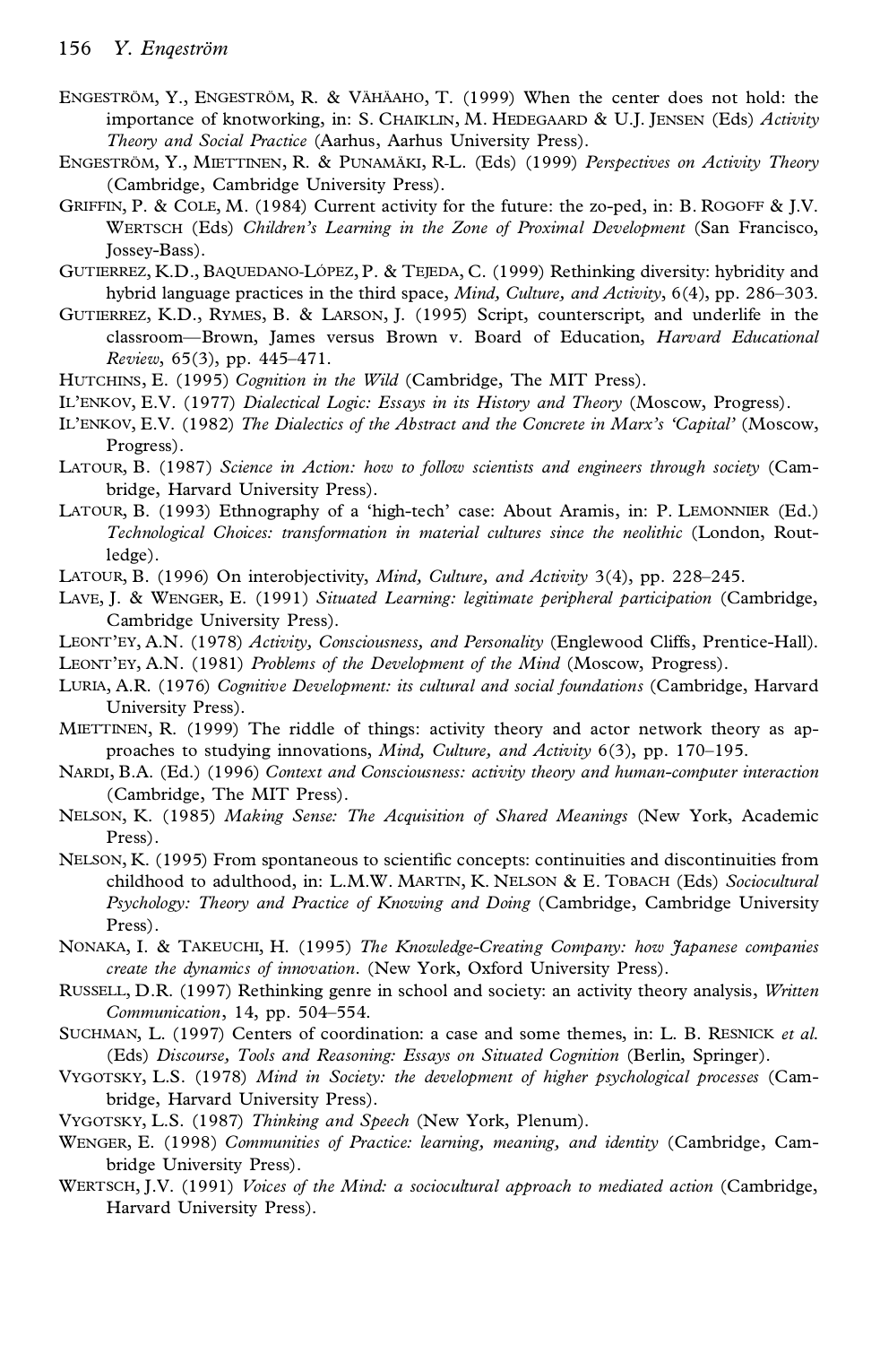Engeström, Y., Engeström, R. & Vähäaho, T. (1999) When the center does not hold: the importance of knotworking, in: S. Chaiklin, M. Hedegaard & U.J. Jensen (Eds) *Activity Theory and Social Practice* (Aarhus, Aarhus University Press).

Engeström, Y., Miettinen, R. & Punamäki, R-L. (Eds) (1999) *Perspectives on Activity Theory* (Cambridge, Cambridge University Press).

Griffin, P. & Cole, M. (1984) Current activity for the future: the zo-ped, in: B. Rogoff & J.V. Wertsch (Eds) *Children's Learning in the Zone of Proximal Development* (San Francisco, Jossey-Bass).

Gutierrez, K.D., Baquedano-López, P. & Tejeda, C. (1999) Rethinking diversity: hybridity and hybrid language practices in the third space, *Mind, Culture, and Activity*, 6(4), pp. 286–303.

Gutierrez, K.D., Rymes, B. & Larson, J. (1995) Script, counterscript, and underlife in the classroom—Brown, James versus Brown v. Board of Education, *Harvard Educational Review*, 65(3), pp. 445–471.

Hutchins, E. (1995) *Cognition in the Wild* (Cambridge, The MIT Press).

Il'enkov, E.V. (1977) *Dialectical Logic: Essays in its History and Theory* (Moscow, Progress).

Il'enkov, E.V. (1982) *The Dialectics of the Abstract and the Concrete in Marx's 'Capital'* (Moscow, Progress).

Latour, B. (1987) *Science in Action: how to follow scientists and engineers through society* (Cambridge, Harvard University Press).

Latour, B. (1993) Ethnography of a 'high-tech' case: About Aramis, in: P. Lemonnier (Ed.) *Technological Choices: transformation in material cultures since the neolithic* (London, Routledge).

Latour, B. (1996) On interobjectivity, *Mind, Culture, and Activity* 3(4), pp. 228–245.

Lave, J. & Wenger, E. (1991) *Situated Learning: legitimate peripheral participation* (Cambridge, Cambridge University Press).

Leont'ev, A.N. (1978) *Activity, Consciousness, and Personality* (Englewood Cliffs, Prentice-Hall).

Leont'ev, A.N. (1981) *Problems of the Development of the Mind* (Moscow, Progress).

Luria, A.R. (1976) *Cognitive Development: its cultural and social foundations* (Cambridge, Harvard University Press).

Miettinen, R. (1999) The riddle of things: activity theory and actor network theory as approaches to studying innovations, *Mind, Culture, and Activity* 6(3), pp. 170–195.

Nardi, B.A. (Ed.) (1996) *Context and Consciousness: activity theory and human-computer interaction* (Cambridge, The MIT Press).

Nelson, K. (1985) *Making Sense: The Acquisition of Shared Meanings* (New York, Academic Press).

Nelson, K. (1995) From spontaneous to scientific concepts: continuities and discontinuities from childhood to adulthood, in: L.M.W. Martin, K. Nelson & E. Tobach (Eds) *Sociocultural Psychology: Theory and Practice of Knowing and Doing* (Cambridge, Cambridge University Press).

Nonaka, I. & Takeuchi, H. (1995) *The Knowledge-Creating Company: how Japanese companies create the dynamics of innovation*. (New York, Oxford University Press).

Russell, D.R. (1997) Rethinking genre in school and society: an activity theory analysis, *Written Communication*, 14, pp. 504–554.

Suchman, L. (1997) Centers of coordination: a case and some themes, in: L. B. Resnick *et al.* (Eds) *Discourse, Tools and Reasoning: Essays on Situated Cognition* (Berlin, Springer).

Vygotsky, L.S. (1978) *Mind in Society: the development of higher psychological processes* (Cambridge, Harvard University Press).

Vygotsky, L.S. (1987) *Thinking and Speech* (New York, Plenum).

Wenger, E. (1998) *Communities of Practice: learning, meaning, and identity* (Cambridge, Cambridge University Press).

Wertsch, J.V. (1991) *Voices of the Mind: a sociocultural approach to mediated action* (Cambridge, Harvard University Press).